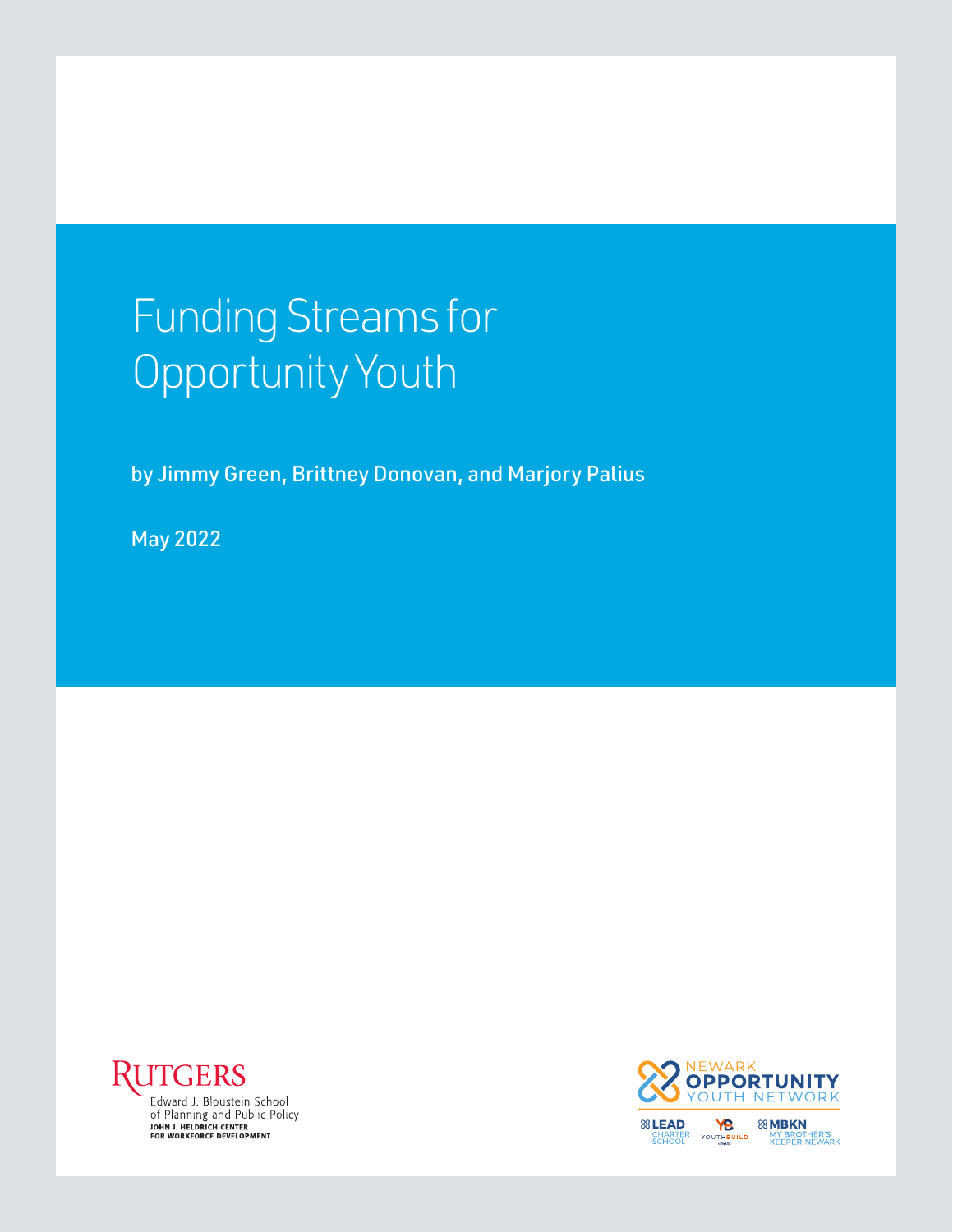# Funding Streams for Opportunity Youth

by Jimmy Green, Brittney Donovan, and Marjory Palius

May 2022

RUTGERS
Edward J. Bloustein School of Planning and Public Policy
JOHN J. HELDRICH CENTER FOR WORKFORCE DEVELOPMENT

NEWARK OPPORTUNITY YOUTH NETWORK

LEAD CHARTER SCHOOL

YOUTHBUILD NEWARK

MBKN MY BROTHER'S KEEPER NEWARK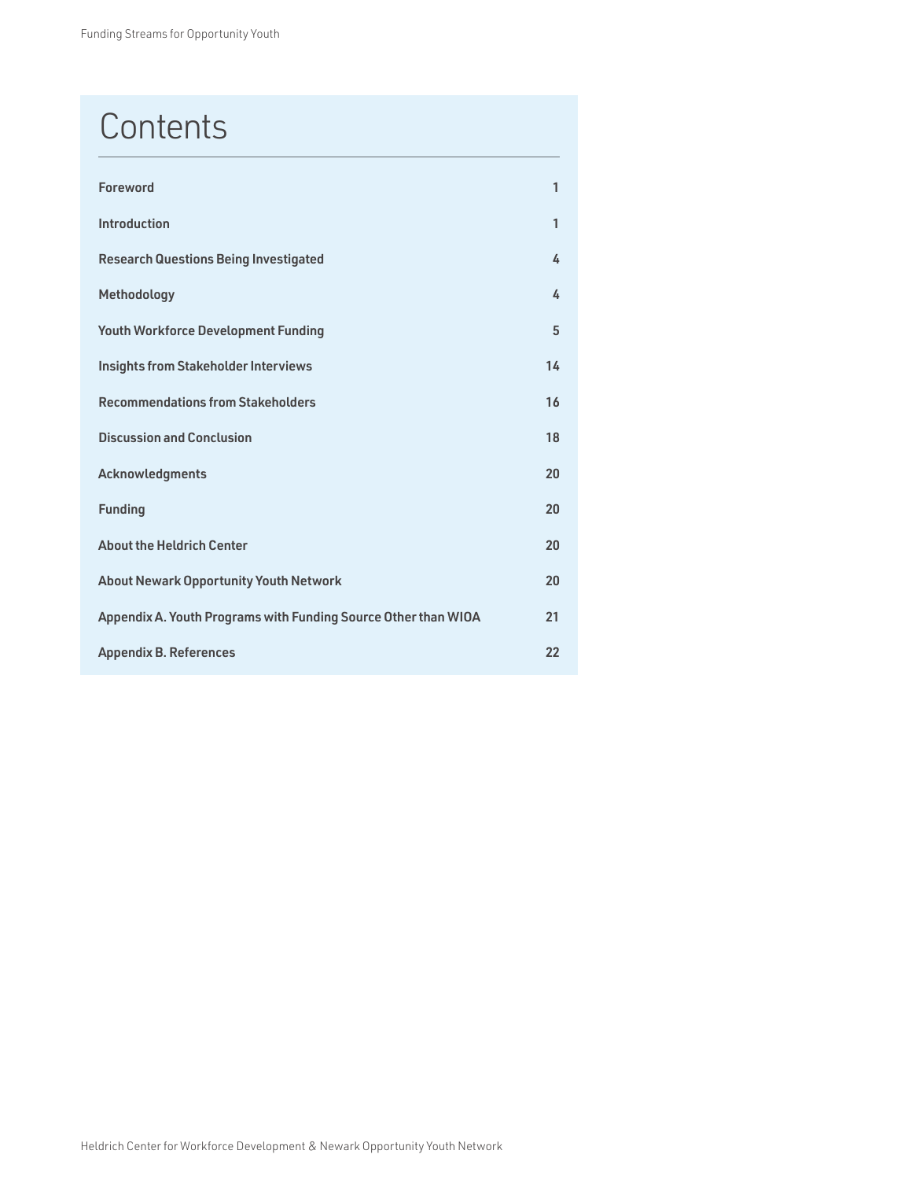# Contents

| | |
|---|---|
| **Foreword** | **1** |
| **Introduction** | **1** |
| **Research Questions Being Investigated** | **4** |
| **Methodology** | **4** |
| **Youth Workforce Development Funding** | **5** |
| **Insights from Stakeholder Interviews** | **14** |
| **Recommendations from Stakeholders** | **16** |
| **Discussion and Conclusion** | **18** |
| **Acknowledgments** | **20** |
| **Funding** | **20** |
| **About the Heldrich Center** | **20** |
| **About Newark Opportunity Youth Network** | **20** |
| **Appendix A. Youth Programs with Funding Source Other than WIOA** | **21** |
| **Appendix B. References** | **22** |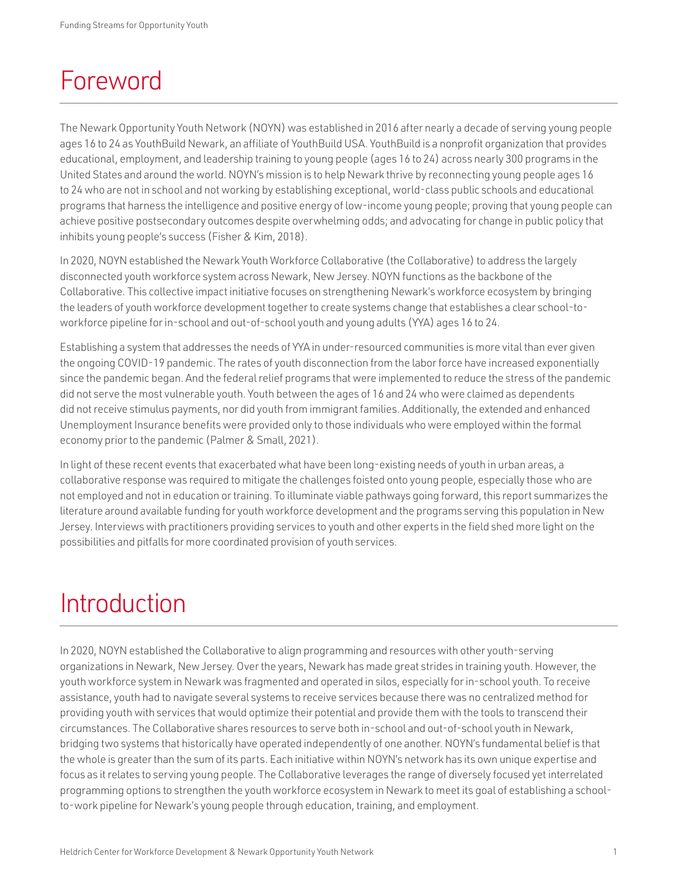# Foreword

The Newark Opportunity Youth Network (NOYN) was established in 2016 after nearly a decade of serving young people ages 16 to 24 as YouthBuild Newark, an affiliate of YouthBuild USA. YouthBuild is a nonprofit organization that provides educational, employment, and leadership training to young people (ages 16 to 24) across nearly 300 programs in the United States and around the world. NOYN's mission is to help Newark thrive by reconnecting young people ages 16 to 24 who are not in school and not working by establishing exceptional, world-class public schools and educational programs that harness the intelligence and positive energy of low-income young people; proving that young people can achieve positive postsecondary outcomes despite overwhelming odds; and advocating for change in public policy that inhibits young people's success (Fisher & Kim, 2018).

In 2020, NOYN established the Newark Youth Workforce Collaborative (the Collaborative) to address the largely disconnected youth workforce system across Newark, New Jersey. NOYN functions as the backbone of the Collaborative. This collective impact initiative focuses on strengthening Newark's workforce ecosystem by bringing the leaders of youth workforce development together to create systems change that establishes a clear school-to-workforce pipeline for in-school and out-of-school youth and young adults (YYA) ages 16 to 24.

Establishing a system that addresses the needs of YYA in under-resourced communities is more vital than ever given the ongoing COVID-19 pandemic. The rates of youth disconnection from the labor force have increased exponentially since the pandemic began. And the federal relief programs that were implemented to reduce the stress of the pandemic did not serve the most vulnerable youth. Youth between the ages of 16 and 24 who were claimed as dependents did not receive stimulus payments, nor did youth from immigrant families. Additionally, the extended and enhanced Unemployment Insurance benefits were provided only to those individuals who were employed within the formal economy prior to the pandemic (Palmer & Small, 2021).

In light of these recent events that exacerbated what have been long-existing needs of youth in urban areas, a collaborative response was required to mitigate the challenges foisted onto young people, especially those who are not employed and not in education or training. To illuminate viable pathways going forward, this report summarizes the literature around available funding for youth workforce development and the programs serving this population in New Jersey. Interviews with practitioners providing services to youth and other experts in the field shed more light on the possibilities and pitfalls for more coordinated provision of youth services.

# Introduction

In 2020, NOYN established the Collaborative to align programming and resources with other youth-serving organizations in Newark, New Jersey. Over the years, Newark has made great strides in training youth. However, the youth workforce system in Newark was fragmented and operated in silos, especially for in-school youth. To receive assistance, youth had to navigate several systems to receive services because there was no centralized method for providing youth with services that would optimize their potential and provide them with the tools to transcend their circumstances. The Collaborative shares resources to serve both in-school and out-of-school youth in Newark, bridging two systems that historically have operated independently of one another. NOYN's fundamental belief is that the whole is greater than the sum of its parts. Each initiative within NOYN's network has its own unique expertise and focus as it relates to serving young people. The Collaborative leverages the range of diversely focused yet interrelated programming options to strengthen the youth workforce ecosystem in Newark to meet its goal of establishing a school-to-work pipeline for Newark's young people through education, training, and employment.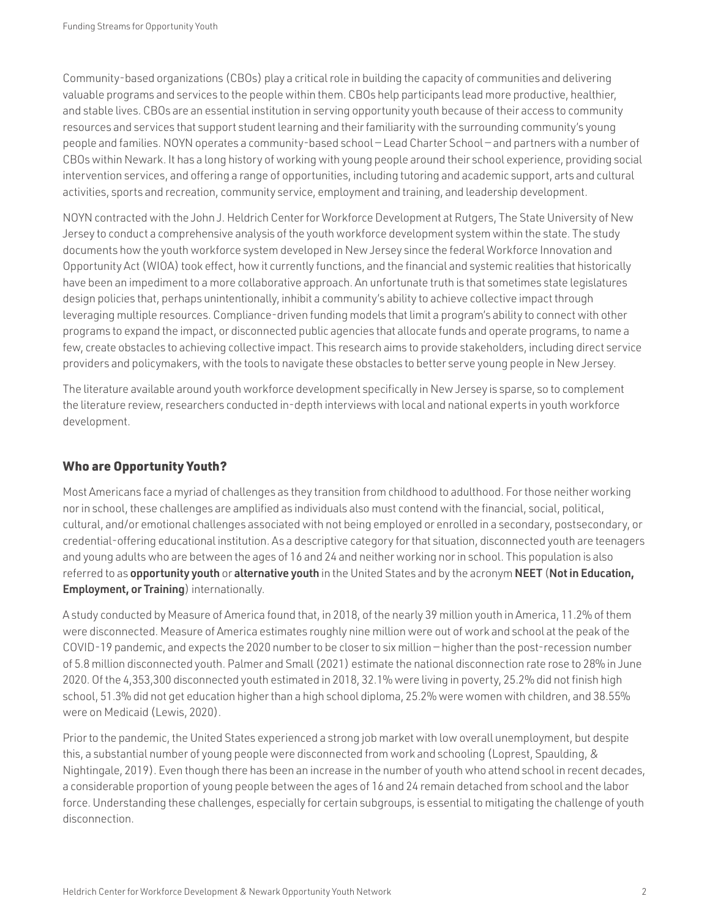Community-based organizations (CBOs) play a critical role in building the capacity of communities and delivering valuable programs and services to the people within them. CBOs help participants lead more productive, healthier, and stable lives. CBOs are an essential institution in serving opportunity youth because of their access to community resources and services that support student learning and their familiarity with the surrounding community's young people and families. NOYN operates a community-based school — Lead Charter School — and partners with a number of CBOs within Newark. It has a long history of working with young people around their school experience, providing social intervention services, and offering a range of opportunities, including tutoring and academic support, arts and cultural activities, sports and recreation, community service, employment and training, and leadership development.

NOYN contracted with the John J. Heldrich Center for Workforce Development at Rutgers, The State University of New Jersey to conduct a comprehensive analysis of the youth workforce development system within the state. The study documents how the youth workforce system developed in New Jersey since the federal Workforce Innovation and Opportunity Act (WIOA) took effect, how it currently functions, and the financial and systemic realities that historically have been an impediment to a more collaborative approach. An unfortunate truth is that sometimes state legislatures design policies that, perhaps unintentionally, inhibit a community's ability to achieve collective impact through leveraging multiple resources. Compliance-driven funding models that limit a program's ability to connect with other programs to expand the impact, or disconnected public agencies that allocate funds and operate programs, to name a few, create obstacles to achieving collective impact. This research aims to provide stakeholders, including direct service providers and policymakers, with the tools to navigate these obstacles to better serve young people in New Jersey.

The literature available around youth workforce development specifically in New Jersey is sparse, so to complement the literature review, researchers conducted in-depth interviews with local and national experts in youth workforce development.

## Who are Opportunity Youth?

Most Americans face a myriad of challenges as they transition from childhood to adulthood. For those neither working nor in school, these challenges are amplified as individuals also must contend with the financial, social, political, cultural, and/or emotional challenges associated with not being employed or enrolled in a secondary, postsecondary, or credential-offering educational institution. As a descriptive category for that situation, disconnected youth are teenagers and young adults who are between the ages of 16 and 24 and neither working nor in school. This population is also referred to as **opportunity youth** or **alternative youth** in the United States and by the acronym **NEET** (**Not in Education, Employment, or Training**) internationally.

A study conducted by Measure of America found that, in 2018, of the nearly 39 million youth in America, 11.2% of them were disconnected. Measure of America estimates roughly nine million were out of work and school at the peak of the COVID-19 pandemic, and expects the 2020 number to be closer to six million — higher than the post-recession number of 5.8 million disconnected youth. Palmer and Small (2021) estimate the national disconnection rate rose to 28% in June 2020. Of the 4,353,300 disconnected youth estimated in 2018, 32.1% were living in poverty, 25.2% did not finish high school, 51.3% did not get education higher than a high school diploma, 25.2% were women with children, and 38.55% were on Medicaid (Lewis, 2020).

Prior to the pandemic, the United States experienced a strong job market with low overall unemployment, but despite this, a substantial number of young people were disconnected from work and schooling (Loprest, Spaulding, & Nightingale, 2019). Even though there has been an increase in the number of youth who attend school in recent decades, a considerable proportion of young people between the ages of 16 and 24 remain detached from school and the labor force. Understanding these challenges, especially for certain subgroups, is essential to mitigating the challenge of youth disconnection.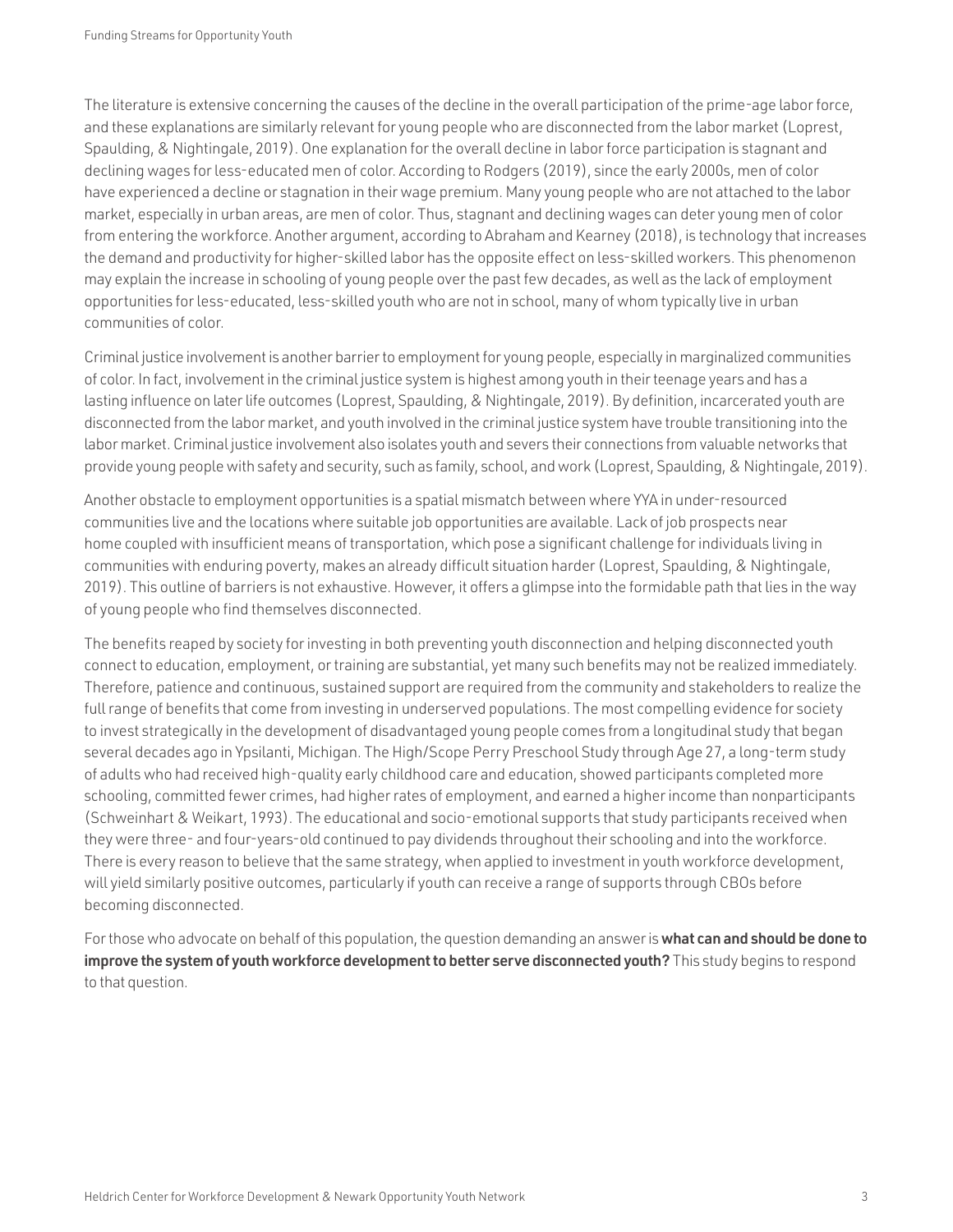The literature is extensive concerning the causes of the decline in the overall participation of the prime-age labor force, and these explanations are similarly relevant for young people who are disconnected from the labor market (Loprest, Spaulding, & Nightingale, 2019). One explanation for the overall decline in labor force participation is stagnant and declining wages for less-educated men of color. According to Rodgers (2019), since the early 2000s, men of color have experienced a decline or stagnation in their wage premium. Many young people who are not attached to the labor market, especially in urban areas, are men of color. Thus, stagnant and declining wages can deter young men of color from entering the workforce. Another argument, according to Abraham and Kearney (2018), is technology that increases the demand and productivity for higher-skilled labor has the opposite effect on less-skilled workers. This phenomenon may explain the increase in schooling of young people over the past few decades, as well as the lack of employment opportunities for less-educated, less-skilled youth who are not in school, many of whom typically live in urban communities of color.

Criminal justice involvement is another barrier to employment for young people, especially in marginalized communities of color. In fact, involvement in the criminal justice system is highest among youth in their teenage years and has a lasting influence on later life outcomes (Loprest, Spaulding, & Nightingale, 2019). By definition, incarcerated youth are disconnected from the labor market, and youth involved in the criminal justice system have trouble transitioning into the labor market. Criminal justice involvement also isolates youth and severs their connections from valuable networks that provide young people with safety and security, such as family, school, and work (Loprest, Spaulding, & Nightingale, 2019).

Another obstacle to employment opportunities is a spatial mismatch between where YYA in under-resourced communities live and the locations where suitable job opportunities are available. Lack of job prospects near home coupled with insufficient means of transportation, which pose a significant challenge for individuals living in communities with enduring poverty, makes an already difficult situation harder (Loprest, Spaulding, & Nightingale, 2019). This outline of barriers is not exhaustive. However, it offers a glimpse into the formidable path that lies in the way of young people who find themselves disconnected.

The benefits reaped by society for investing in both preventing youth disconnection and helping disconnected youth connect to education, employment, or training are substantial, yet many such benefits may not be realized immediately. Therefore, patience and continuous, sustained support are required from the community and stakeholders to realize the full range of benefits that come from investing in underserved populations. The most compelling evidence for society to invest strategically in the development of disadvantaged young people comes from a longitudinal study that began several decades ago in Ypsilanti, Michigan. The High/Scope Perry Preschool Study through Age 27, a long-term study of adults who had received high-quality early childhood care and education, showed participants completed more schooling, committed fewer crimes, had higher rates of employment, and earned a higher income than nonparticipants (Schweinhart & Weikart, 1993). The educational and socio-emotional supports that study participants received when they were three- and four-years-old continued to pay dividends throughout their schooling and into the workforce. There is every reason to believe that the same strategy, when applied to investment in youth workforce development, will yield similarly positive outcomes, particularly if youth can receive a range of supports through CBOs before becoming disconnected.

For those who advocate on behalf of this population, the question demanding an answer is **what can and should be done to improve the system of youth workforce development to better serve disconnected youth?** This study begins to respond to that question.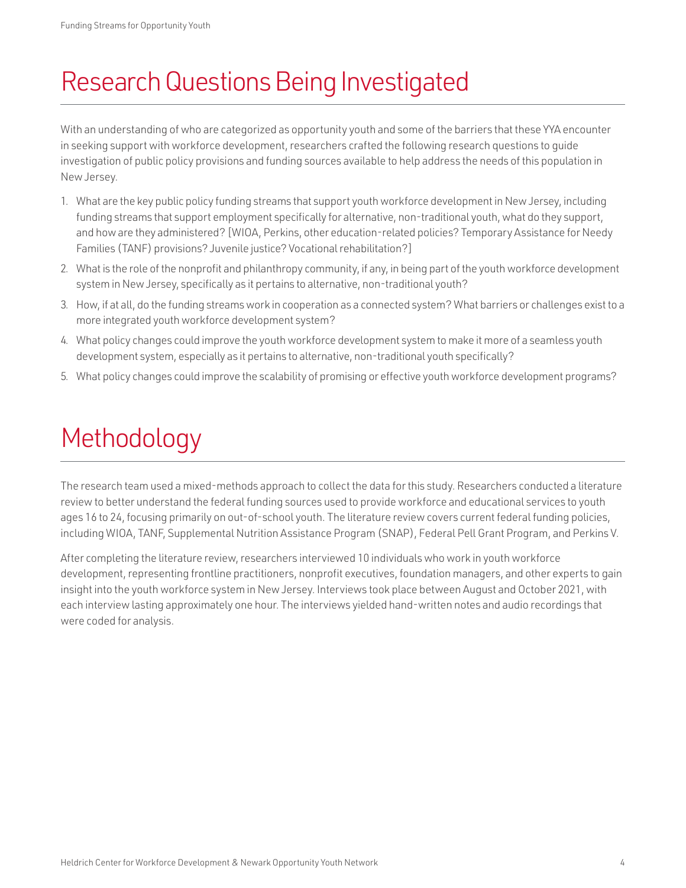# Research Questions Being Investigated

With an understanding of who are categorized as opportunity youth and some of the barriers that these YYA encounter in seeking support with workforce development, researchers crafted the following research questions to guide investigation of public policy provisions and funding sources available to help address the needs of this population in New Jersey.

1. What are the key public policy funding streams that support youth workforce development in New Jersey, including funding streams that support employment specifically for alternative, non-traditional youth, what do they support, and how are they administered? [WIOA, Perkins, other education-related policies? Temporary Assistance for Needy Families (TANF) provisions? Juvenile justice? Vocational rehabilitation?]
2. What is the role of the nonprofit and philanthropy community, if any, in being part of the youth workforce development system in New Jersey, specifically as it pertains to alternative, non-traditional youth?
3. How, if at all, do the funding streams work in cooperation as a connected system? What barriers or challenges exist to a more integrated youth workforce development system?
4. What policy changes could improve the youth workforce development system to make it more of a seamless youth development system, especially as it pertains to alternative, non-traditional youth specifically?
5. What policy changes could improve the scalability of promising or effective youth workforce development programs?

# Methodology

The research team used a mixed-methods approach to collect the data for this study. Researchers conducted a literature review to better understand the federal funding sources used to provide workforce and educational services to youth ages 16 to 24, focusing primarily on out-of-school youth. The literature review covers current federal funding policies, including WIOA, TANF, Supplemental Nutrition Assistance Program (SNAP), Federal Pell Grant Program, and Perkins V.

After completing the literature review, researchers interviewed 10 individuals who work in youth workforce development, representing frontline practitioners, nonprofit executives, foundation managers, and other experts to gain insight into the youth workforce system in New Jersey. Interviews took place between August and October 2021, with each interview lasting approximately one hour. The interviews yielded hand-written notes and audio recordings that were coded for analysis.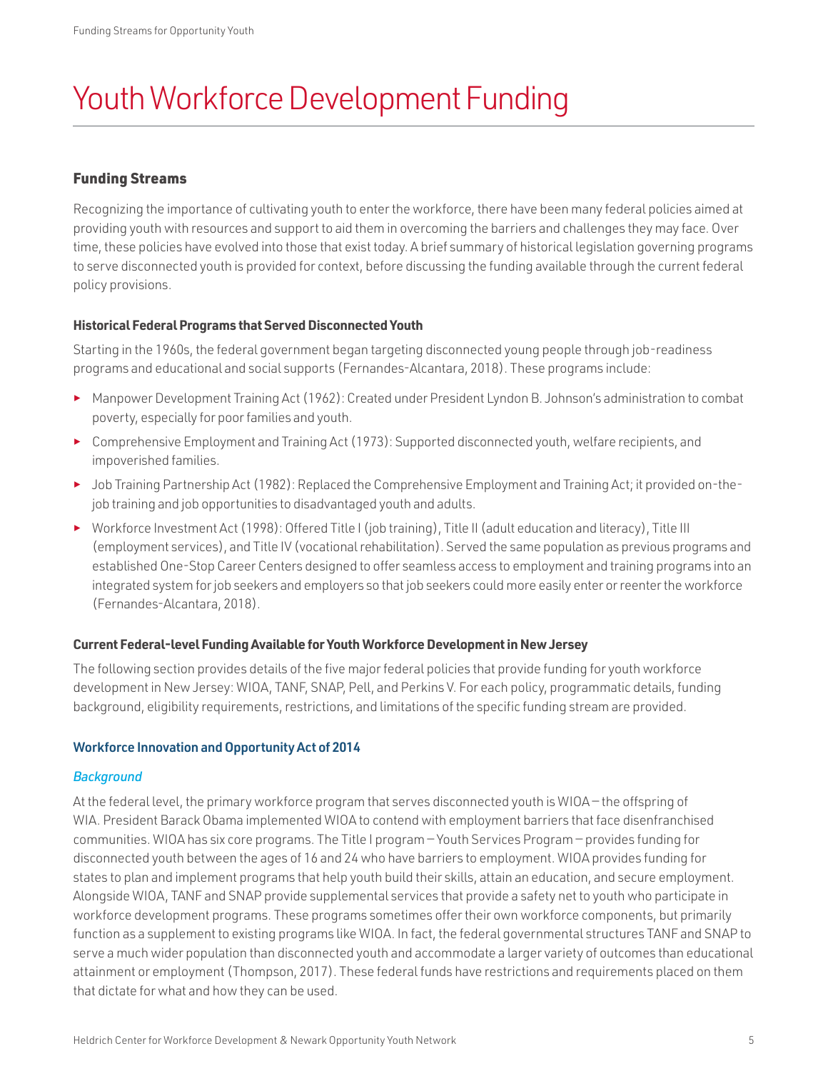# Youth Workforce Development Funding

## Funding Streams

Recognizing the importance of cultivating youth to enter the workforce, there have been many federal policies aimed at providing youth with resources and support to aid them in overcoming the barriers and challenges they may face. Over time, these policies have evolved into those that exist today. A brief summary of historical legislation governing programs to serve disconnected youth is provided for context, before discussing the funding available through the current federal policy provisions.

### Historical Federal Programs that Served Disconnected Youth

Starting in the 1960s, the federal government began targeting disconnected young people through job-readiness programs and educational and social supports (Fernandes-Alcantara, 2018). These programs include:

- Manpower Development Training Act (1962): Created under President Lyndon B. Johnson's administration to combat poverty, especially for poor families and youth.
- Comprehensive Employment and Training Act (1973): Supported disconnected youth, welfare recipients, and impoverished families.
- Job Training Partnership Act (1982): Replaced the Comprehensive Employment and Training Act; it provided on-the-job training and job opportunities to disadvantaged youth and adults.
- Workforce Investment Act (1998): Offered Title I (job training), Title II (adult education and literacy), Title III (employment services), and Title IV (vocational rehabilitation). Served the same population as previous programs and established One-Stop Career Centers designed to offer seamless access to employment and training programs into an integrated system for job seekers and employers so that job seekers could more easily enter or reenter the workforce (Fernandes-Alcantara, 2018).

### Current Federal-level Funding Available for Youth Workforce Development in New Jersey

The following section provides details of the five major federal policies that provide funding for youth workforce development in New Jersey: WIOA, TANF, SNAP, Pell, and Perkins V. For each policy, programmatic details, funding background, eligibility requirements, restrictions, and limitations of the specific funding stream are provided.

#### Workforce Innovation and Opportunity Act of 2014

*Background*

At the federal level, the primary workforce program that serves disconnected youth is WIOA – the offspring of WIA. President Barack Obama implemented WIOA to contend with employment barriers that face disenfranchised communities. WIOA has six core programs. The Title I program – Youth Services Program – provides funding for disconnected youth between the ages of 16 and 24 who have barriers to employment. WIOA provides funding for states to plan and implement programs that help youth build their skills, attain an education, and secure employment. Alongside WIOA, TANF and SNAP provide supplemental services that provide a safety net to youth who participate in workforce development programs. These programs sometimes offer their own workforce components, but primarily function as a supplement to existing programs like WIOA. In fact, the federal governmental structures TANF and SNAP to serve a much wider population than disconnected youth and accommodate a larger variety of outcomes than educational attainment or employment (Thompson, 2017). These federal funds have restrictions and requirements placed on them that dictate for what and how they can be used.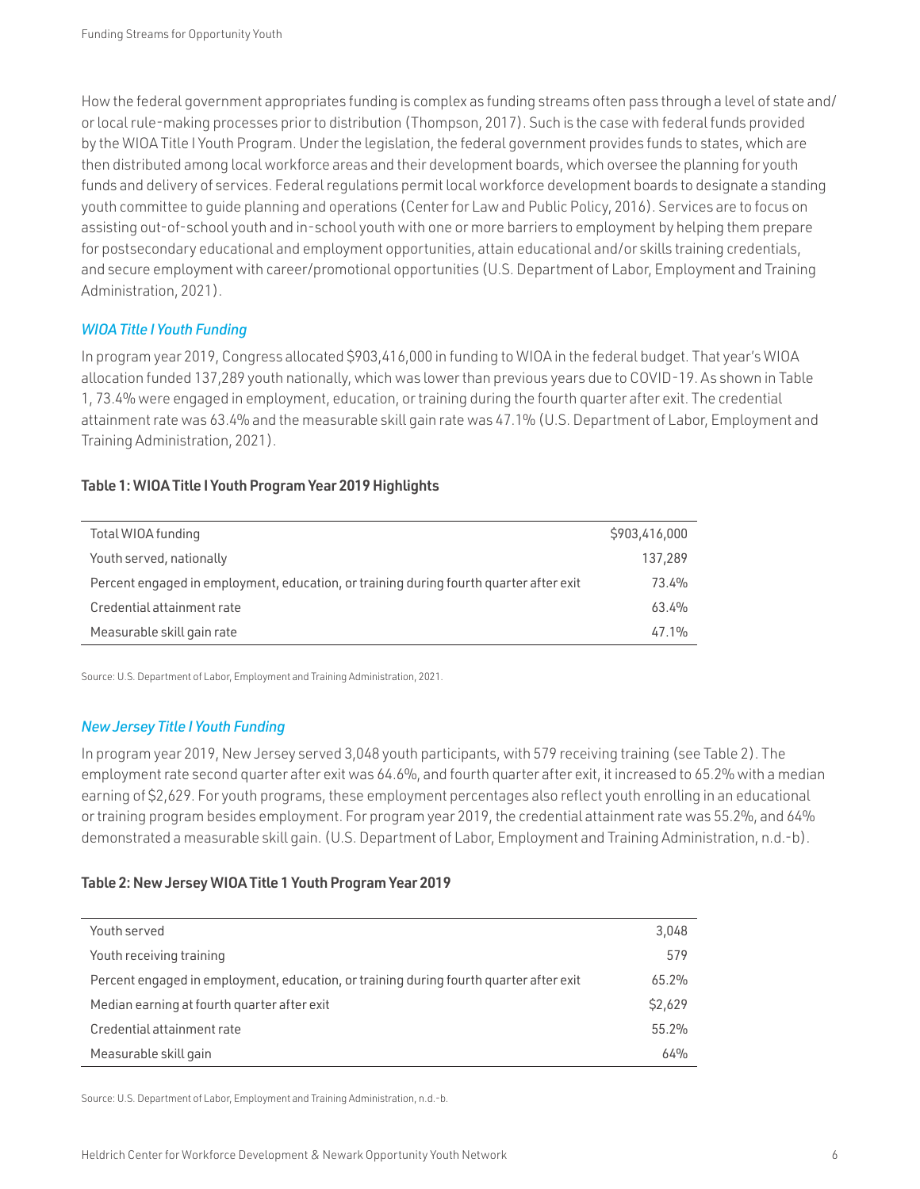How the federal government appropriates funding is complex as funding streams often pass through a level of state and/or local rule-making processes prior to distribution (Thompson, 2017). Such is the case with federal funds provided by the WIOA Title I Youth Program. Under the legislation, the federal government provides funds to states, which are then distributed among local workforce areas and their development boards, which oversee the planning for youth funds and delivery of services. Federal regulations permit local workforce development boards to designate a standing youth committee to guide planning and operations (Center for Law and Public Policy, 2016). Services are to focus on assisting out-of-school youth and in-school youth with one or more barriers to employment by helping them prepare for postsecondary educational and employment opportunities, attain educational and/or skills training credentials, and secure employment with career/promotional opportunities (U.S. Department of Labor, Employment and Training Administration, 2021).

### *WIOA Title I Youth Funding*

In program year 2019, Congress allocated $903,416,000 in funding to WIOA in the federal budget. That year's WIOA allocation funded 137,289 youth nationally, which was lower than previous years due to COVID-19. As shown in Table 1, 73.4% were engaged in employment, education, or training during the fourth quarter after exit. The credential attainment rate was 63.4% and the measurable skill gain rate was 47.1% (U.S. Department of Labor, Employment and Training Administration, 2021).

**Table 1: WIOA Title I Youth Program Year 2019 Highlights**

| | |
|---|---:|
| Total WIOA funding | $903,416,000 |
| Youth served, nationally | 137,289 |
| Percent engaged in employment, education, or training during fourth quarter after exit | 73.4% |
| Credential attainment rate | 63.4% |
| Measurable skill gain rate | 47.1% |

Source: U.S. Department of Labor, Employment and Training Administration, 2021.

### *New Jersey Title I Youth Funding*

In program year 2019, New Jersey served 3,048 youth participants, with 579 receiving training (see Table 2). The employment rate second quarter after exit was 64.6%, and fourth quarter after exit, it increased to 65.2% with a median earning of $2,629. For youth programs, these employment percentages also reflect youth enrolling in an educational or training program besides employment. For program year 2019, the credential attainment rate was 55.2%, and 64% demonstrated a measurable skill gain. (U.S. Department of Labor, Employment and Training Administration, n.d.-b).

**Table 2: New Jersey WIOA Title 1 Youth Program Year 2019**

| | |
|---|---:|
| Youth served | 3,048 |
| Youth receiving training | 579 |
| Percent engaged in employment, education, or training during fourth quarter after exit | 65.2% |
| Median earning at fourth quarter after exit | $2,629 |
| Credential attainment rate | 55.2% |
| Measurable skill gain | 64% |

Source: U.S. Department of Labor, Employment and Training Administration, n.d.-b.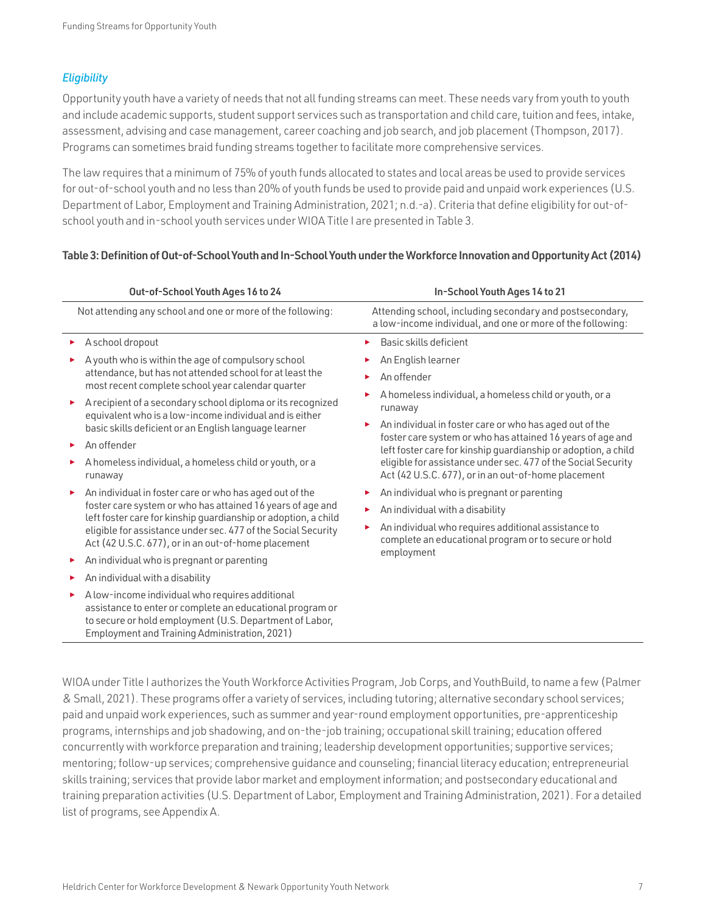### *Eligibility*

Opportunity youth have a variety of needs that not all funding streams can meet. These needs vary from youth to youth and include academic supports, student support services such as transportation and child care, tuition and fees, intake, assessment, advising and case management, career coaching and job search, and job placement (Thompson, 2017). Programs can sometimes braid funding streams together to facilitate more comprehensive services.

The law requires that a minimum of 75% of youth funds allocated to states and local areas be used to provide services for out-of-school youth and no less than 20% of youth funds be used to provide paid and unpaid work experiences (U.S. Department of Labor, Employment and Training Administration, 2021; n.d.-a). Criteria that define eligibility for out-of-school youth and in-school youth services under WIOA Title I are presented in Table 3.

**Table 3: Definition of Out-of-School Youth and In-School Youth under the Workforce Innovation and Opportunity Act (2014)**

| Out-of-School Youth Ages 16 to 24 | In-School Youth Ages 14 to 21 |
|---|---|
| Not attending any school and one or more of the following: | Attending school, including secondary and postsecondary, a low-income individual, and one or more of the following: |
| ▸ A school dropout<br>▸ A youth who is within the age of compulsory school attendance, but has not attended school for at least the most recent complete school year calendar quarter<br>▸ A recipient of a secondary school diploma or its recognized equivalent who is a low-income individual and is either basic skills deficient or an English language learner<br>▸ An offender<br>▸ A homeless individual, a homeless child or youth, or a runaway<br>▸ An individual in foster care or who has aged out of the foster care system or who has attained 16 years of age and left foster care for kinship guardianship or adoption, a child eligible for assistance under sec. 477 of the Social Security Act (42 U.S.C. 677), or in an out-of-home placement<br>▸ An individual who is pregnant or parenting<br>▸ An individual with a disability<br>▸ A low-income individual who requires additional assistance to enter or complete an educational program or to secure or hold employment (U.S. Department of Labor, Employment and Training Administration, 2021) | ▸ Basic skills deficient<br>▸ An English learner<br>▸ An offender<br>▸ A homeless individual, a homeless child or youth, or a runaway<br>▸ An individual in foster care or who has aged out of the foster care system or who has attained 16 years of age and left foster care for kinship guardianship or adoption, a child eligible for assistance under sec. 477 of the Social Security Act (42 U.S.C. 677), or in an out-of-home placement<br>▸ An individual who is pregnant or parenting<br>▸ An individual with a disability<br>▸ An individual who requires additional assistance to complete an educational program or to secure or hold employment |

WIOA under Title I authorizes the Youth Workforce Activities Program, Job Corps, and YouthBuild, to name a few (Palmer & Small, 2021). These programs offer a variety of services, including tutoring; alternative secondary school services; paid and unpaid work experiences, such as summer and year-round employment opportunities, pre-apprenticeship programs, internships and job shadowing, and on-the-job training; occupational skill training; education offered concurrently with workforce preparation and training; leadership development opportunities; supportive services; mentoring; follow-up services; comprehensive guidance and counseling; financial literacy education; entrepreneurial skills training; services that provide labor market and employment information; and postsecondary educational and training preparation activities (U.S. Department of Labor, Employment and Training Administration, 2021). For a detailed list of programs, see Appendix A.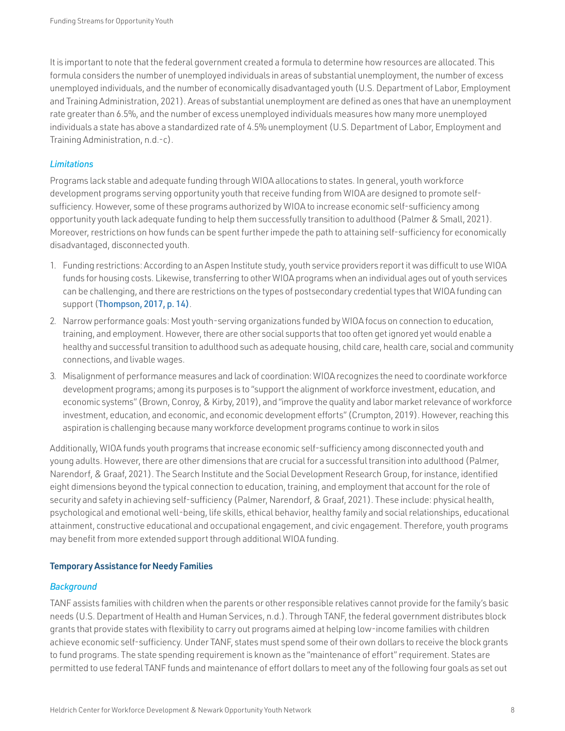It is important to note that the federal government created a formula to determine how resources are allocated. This formula considers the number of unemployed individuals in areas of substantial unemployment, the number of excess unemployed individuals, and the number of economically disadvantaged youth (U.S. Department of Labor, Employment and Training Administration, 2021). Areas of substantial unemployment are defined as ones that have an unemployment rate greater than 6.5%, and the number of excess unemployed individuals measures how many more unemployed individuals a state has above a standardized rate of 4.5% unemployment (U.S. Department of Labor, Employment and Training Administration, n.d.-c).

#### *Limitations*

Programs lack stable and adequate funding through WIOA allocations to states. In general, youth workforce development programs serving opportunity youth that receive funding from WIOA are designed to promote self-sufficiency. However, some of these programs authorized by WIOA to increase economic self-sufficiency among opportunity youth lack adequate funding to help them successfully transition to adulthood (Palmer & Small, 2021). Moreover, restrictions on how funds can be spent further impede the path to attaining self-sufficiency for economically disadvantaged, disconnected youth.

1. Funding restrictions: According to an Aspen Institute study, youth service providers report it was difficult to use WIOA funds for housing costs. Likewise, transferring to other WIOA programs when an individual ages out of youth services can be challenging, and there are restrictions on the types of postsecondary credential types that WIOA funding can support (Thompson, 2017, p. 14).
2. Narrow performance goals: Most youth-serving organizations funded by WIOA focus on connection to education, training, and employment. However, there are other social supports that too often get ignored yet would enable a healthy and successful transition to adulthood such as adequate housing, child care, health care, social and community connections, and livable wages.
3. Misalignment of performance measures and lack of coordination: WIOA recognizes the need to coordinate workforce development programs; among its purposes is to "support the alignment of workforce investment, education, and economic systems" (Brown, Conroy, & Kirby, 2019), and "improve the quality and labor market relevance of workforce investment, education, and economic, and economic development efforts" (Crumpton, 2019). However, reaching this aspiration is challenging because many workforce development programs continue to work in silos

Additionally, WIOA funds youth programs that increase economic self-sufficiency among disconnected youth and young adults. However, there are other dimensions that are crucial for a successful transition into adulthood (Palmer, Narendorf, & Graaf, 2021). The Search Institute and the Social Development Research Group, for instance, identified eight dimensions beyond the typical connection to education, training, and employment that account for the role of security and safety in achieving self-sufficiency (Palmer, Narendorf, & Graaf, 2021). These include: physical health, psychological and emotional well-being, life skills, ethical behavior, healthy family and social relationships, educational attainment, constructive educational and occupational engagement, and civic engagement. Therefore, youth programs may benefit from more extended support through additional WIOA funding.

### Temporary Assistance for Needy Families

#### *Background*

TANF assists families with children when the parents or other responsible relatives cannot provide for the family's basic needs (U.S. Department of Health and Human Services, n.d.). Through TANF, the federal government distributes block grants that provide states with flexibility to carry out programs aimed at helping low-income families with children achieve economic self-sufficiency. Under TANF, states must spend some of their own dollars to receive the block grants to fund programs. The state spending requirement is known as the "maintenance of effort" requirement. States are permitted to use federal TANF funds and maintenance of effort dollars to meet any of the following four goals as set out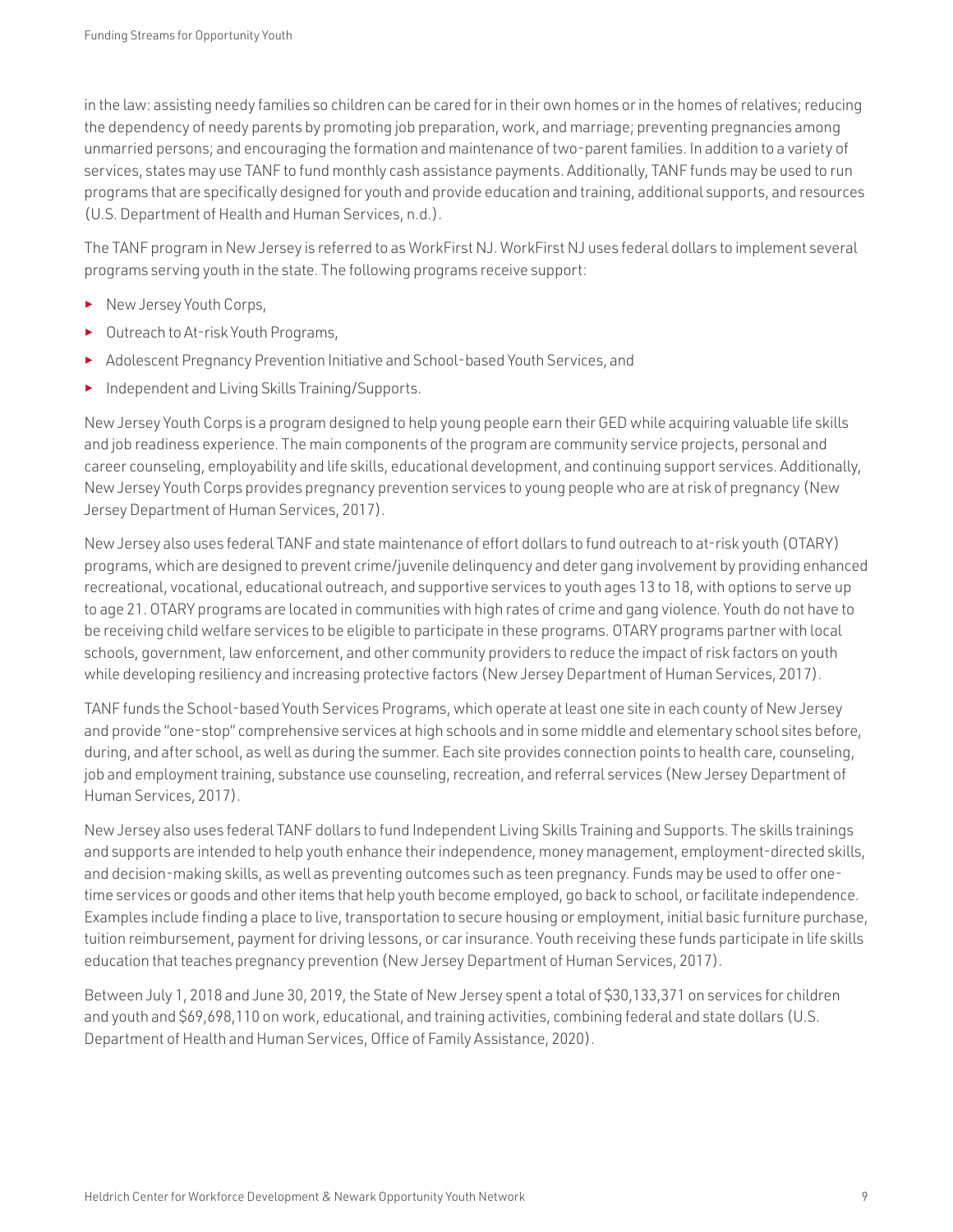in the law: assisting needy families so children can be cared for in their own homes or in the homes of relatives; reducing the dependency of needy parents by promoting job preparation, work, and marriage; preventing pregnancies among unmarried persons; and encouraging the formation and maintenance of two-parent families. In addition to a variety of services, states may use TANF to fund monthly cash assistance payments. Additionally, TANF funds may be used to run programs that are specifically designed for youth and provide education and training, additional supports, and resources (U.S. Department of Health and Human Services, n.d.).

The TANF program in New Jersey is referred to as WorkFirst NJ. WorkFirst NJ uses federal dollars to implement several programs serving youth in the state. The following programs receive support:

- New Jersey Youth Corps,
- Outreach to At-risk Youth Programs,
- Adolescent Pregnancy Prevention Initiative and School-based Youth Services, and
- Independent and Living Skills Training/Supports.

New Jersey Youth Corps is a program designed to help young people earn their GED while acquiring valuable life skills and job readiness experience. The main components of the program are community service projects, personal and career counseling, employability and life skills, educational development, and continuing support services. Additionally, New Jersey Youth Corps provides pregnancy prevention services to young people who are at risk of pregnancy (New Jersey Department of Human Services, 2017).

New Jersey also uses federal TANF and state maintenance of effort dollars to fund outreach to at-risk youth (OTARY) programs, which are designed to prevent crime/juvenile delinquency and deter gang involvement by providing enhanced recreational, vocational, educational outreach, and supportive services to youth ages 13 to 18, with options to serve up to age 21. OTARY programs are located in communities with high rates of crime and gang violence. Youth do not have to be receiving child welfare services to be eligible to participate in these programs. OTARY programs partner with local schools, government, law enforcement, and other community providers to reduce the impact of risk factors on youth while developing resiliency and increasing protective factors (New Jersey Department of Human Services, 2017).

TANF funds the School-based Youth Services Programs, which operate at least one site in each county of New Jersey and provide "one-stop" comprehensive services at high schools and in some middle and elementary school sites before, during, and after school, as well as during the summer. Each site provides connection points to health care, counseling, job and employment training, substance use counseling, recreation, and referral services (New Jersey Department of Human Services, 2017).

New Jersey also uses federal TANF dollars to fund Independent Living Skills Training and Supports. The skills trainings and supports are intended to help youth enhance their independence, money management, employment-directed skills, and decision-making skills, as well as preventing outcomes such as teen pregnancy. Funds may be used to offer one-time services or goods and other items that help youth become employed, go back to school, or facilitate independence. Examples include finding a place to live, transportation to secure housing or employment, initial basic furniture purchase, tuition reimbursement, payment for driving lessons, or car insurance. Youth receiving these funds participate in life skills education that teaches pregnancy prevention (New Jersey Department of Human Services, 2017).

Between July 1, 2018 and June 30, 2019, the State of New Jersey spent a total of $30,133,371 on services for children and youth and $69,698,110 on work, educational, and training activities, combining federal and state dollars (U.S. Department of Health and Human Services, Office of Family Assistance, 2020).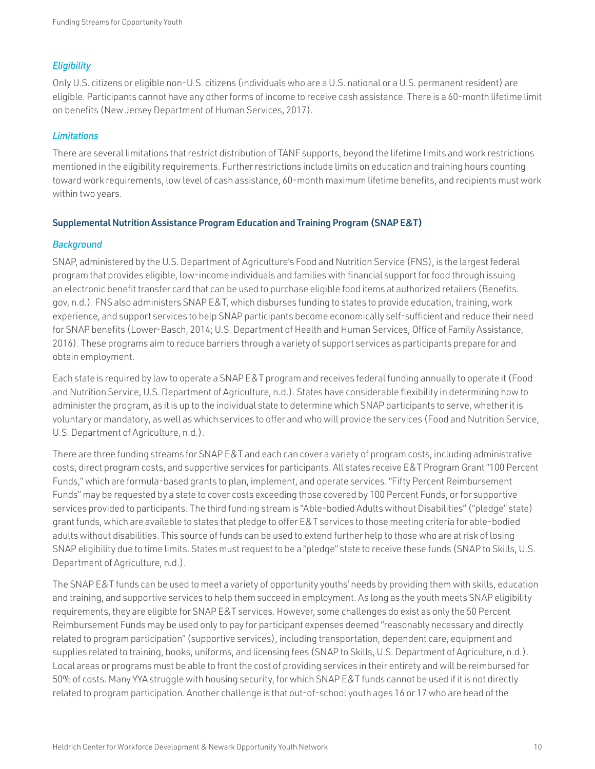*Eligibility*

Only U.S. citizens or eligible non-U.S. citizens (individuals who are a U.S. national or a U.S. permanent resident) are eligible. Participants cannot have any other forms of income to receive cash assistance. There is a 60-month lifetime limit on benefits (New Jersey Department of Human Services, 2017).

*Limitations*

There are several limitations that restrict distribution of TANF supports, beyond the lifetime limits and work restrictions mentioned in the eligibility requirements. Further restrictions include limits on education and training hours counting toward work requirements, low level of cash assistance, 60-month maximum lifetime benefits, and recipients must work within two years.

### Supplemental Nutrition Assistance Program Education and Training Program (SNAP E&T)

*Background*

SNAP, administered by the U.S. Department of Agriculture's Food and Nutrition Service (FNS), is the largest federal program that provides eligible, low-income individuals and families with financial support for food through issuing an electronic benefit transfer card that can be used to purchase eligible food items at authorized retailers (Benefits.gov, n.d.). FNS also administers SNAP E&T, which disburses funding to states to provide education, training, work experience, and support services to help SNAP participants become economically self-sufficient and reduce their need for SNAP benefits (Lower-Basch, 2014; U.S. Department of Health and Human Services, Office of Family Assistance, 2016). These programs aim to reduce barriers through a variety of support services as participants prepare for and obtain employment.

Each state is required by law to operate a SNAP E&T program and receives federal funding annually to operate it (Food and Nutrition Service, U.S. Department of Agriculture, n.d.). States have considerable flexibility in determining how to administer the program, as it is up to the individual state to determine which SNAP participants to serve, whether it is voluntary or mandatory, as well as which services to offer and who will provide the services (Food and Nutrition Service, U.S. Department of Agriculture, n.d.).

There are three funding streams for SNAP E&T and each can cover a variety of program costs, including administrative costs, direct program costs, and supportive services for participants. All states receive E&T Program Grant "100 Percent Funds," which are formula-based grants to plan, implement, and operate services. "Fifty Percent Reimbursement Funds" may be requested by a state to cover costs exceeding those covered by 100 Percent Funds, or for supportive services provided to participants. The third funding stream is "Able-bodied Adults without Disabilities" ("pledge" state) grant funds, which are available to states that pledge to offer E&T services to those meeting criteria for able-bodied adults without disabilities. This source of funds can be used to extend further help to those who are at risk of losing SNAP eligibility due to time limits. States must request to be a "pledge" state to receive these funds (SNAP to Skills, U.S. Department of Agriculture, n.d.).

The SNAP E&T funds can be used to meet a variety of opportunity youths' needs by providing them with skills, education and training, and supportive services to help them succeed in employment. As long as the youth meets SNAP eligibility requirements, they are eligible for SNAP E&T services. However, some challenges do exist as only the 50 Percent Reimbursement Funds may be used only to pay for participant expenses deemed "reasonably necessary and directly related to program participation" (supportive services), including transportation, dependent care, equipment and supplies related to training, books, uniforms, and licensing fees (SNAP to Skills, U.S. Department of Agriculture, n.d.). Local areas or programs must be able to front the cost of providing services in their entirety and will be reimbursed for 50% of costs. Many YYA struggle with housing security, for which SNAP E&T funds cannot be used if it is not directly related to program participation. Another challenge is that out-of-school youth ages 16 or 17 who are head of the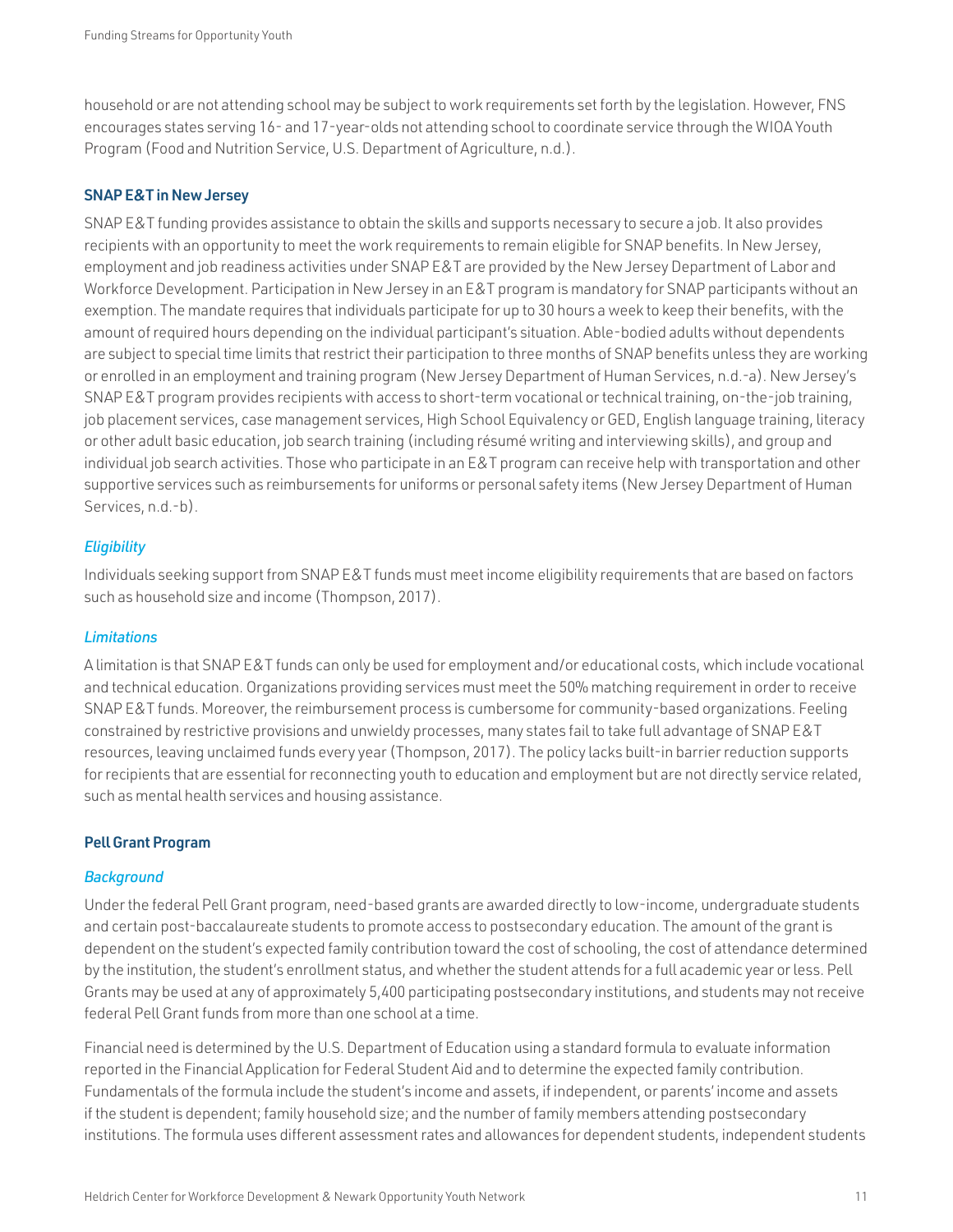household or are not attending school may be subject to work requirements set forth by the legislation. However, FNS encourages states serving 16- and 17-year-olds not attending school to coordinate service through the WIOA Youth Program (Food and Nutrition Service, U.S. Department of Agriculture, n.d.).

### SNAP E&T in New Jersey

SNAP E&T funding provides assistance to obtain the skills and supports necessary to secure a job. It also provides recipients with an opportunity to meet the work requirements to remain eligible for SNAP benefits. In New Jersey, employment and job readiness activities under SNAP E&T are provided by the New Jersey Department of Labor and Workforce Development. Participation in New Jersey in an E&T program is mandatory for SNAP participants without an exemption. The mandate requires that individuals participate for up to 30 hours a week to keep their benefits, with the amount of required hours depending on the individual participant's situation. Able-bodied adults without dependents are subject to special time limits that restrict their participation to three months of SNAP benefits unless they are working or enrolled in an employment and training program (New Jersey Department of Human Services, n.d.-a). New Jersey's SNAP E&T program provides recipients with access to short-term vocational or technical training, on-the-job training, job placement services, case management services, High School Equivalency or GED, English language training, literacy or other adult basic education, job search training (including résumé writing and interviewing skills), and group and individual job search activities. Those who participate in an E&T program can receive help with transportation and other supportive services such as reimbursements for uniforms or personal safety items (New Jersey Department of Human Services, n.d.-b).

#### *Eligibility*

Individuals seeking support from SNAP E&T funds must meet income eligibility requirements that are based on factors such as household size and income (Thompson, 2017).

#### *Limitations*

A limitation is that SNAP E&T funds can only be used for employment and/or educational costs, which include vocational and technical education. Organizations providing services must meet the 50% matching requirement in order to receive SNAP E&T funds. Moreover, the reimbursement process is cumbersome for community-based organizations. Feeling constrained by restrictive provisions and unwieldy processes, many states fail to take full advantage of SNAP E&T resources, leaving unclaimed funds every year (Thompson, 2017). The policy lacks built-in barrier reduction supports for recipients that are essential for reconnecting youth to education and employment but are not directly service related, such as mental health services and housing assistance.

### Pell Grant Program

#### *Background*

Under the federal Pell Grant program, need-based grants are awarded directly to low-income, undergraduate students and certain post-baccalaureate students to promote access to postsecondary education. The amount of the grant is dependent on the student's expected family contribution toward the cost of schooling, the cost of attendance determined by the institution, the student's enrollment status, and whether the student attends for a full academic year or less. Pell Grants may be used at any of approximately 5,400 participating postsecondary institutions, and students may not receive federal Pell Grant funds from more than one school at a time.

Financial need is determined by the U.S. Department of Education using a standard formula to evaluate information reported in the Financial Application for Federal Student Aid and to determine the expected family contribution. Fundamentals of the formula include the student's income and assets, if independent, or parents' income and assets if the student is dependent; family household size; and the number of family members attending postsecondary institutions. The formula uses different assessment rates and allowances for dependent students, independent students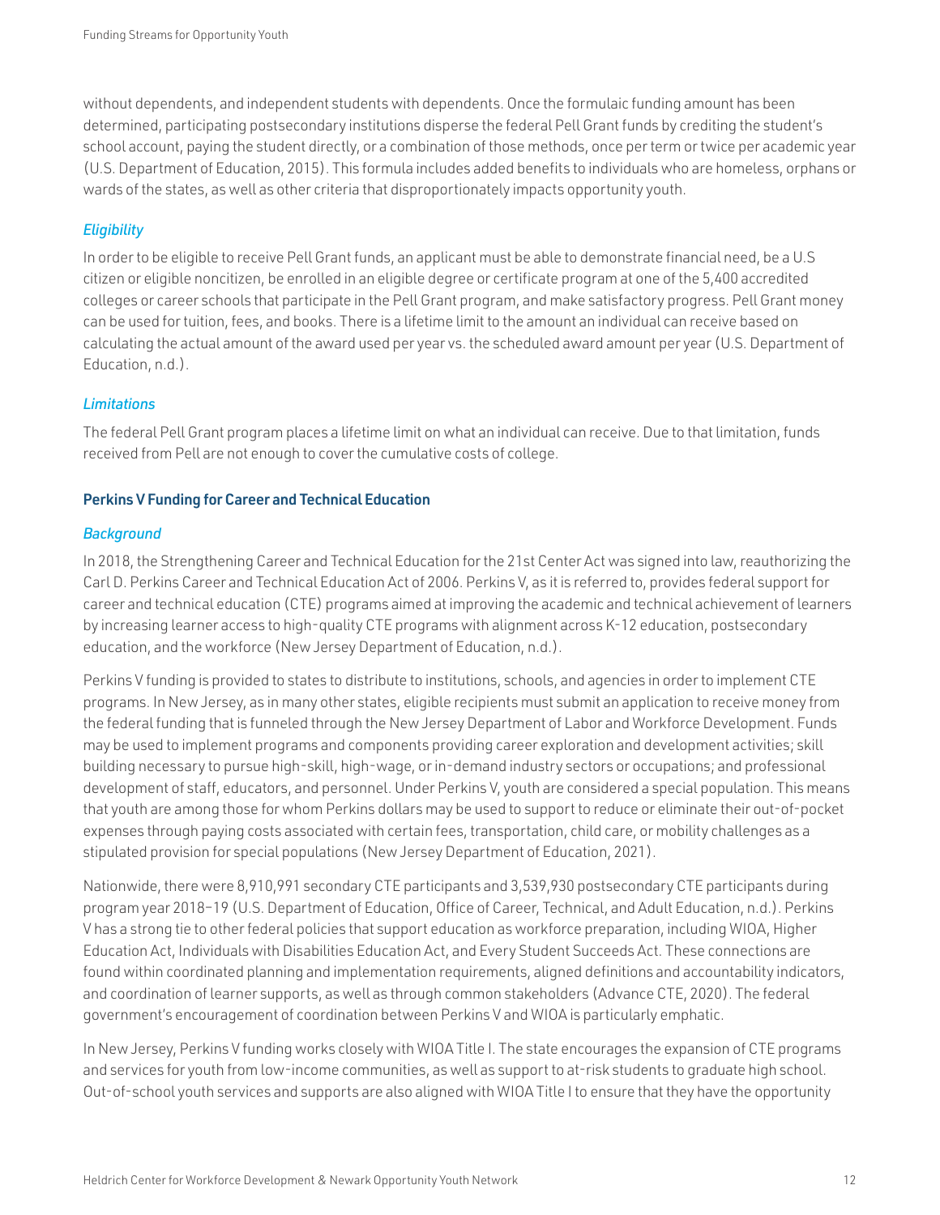without dependents, and independent students with dependents. Once the formulaic funding amount has been determined, participating postsecondary institutions disperse the federal Pell Grant funds by crediting the student's school account, paying the student directly, or a combination of those methods, once per term or twice per academic year (U.S. Department of Education, 2015). This formula includes added benefits to individuals who are homeless, orphans or wards of the states, as well as other criteria that disproportionately impacts opportunity youth.

#### *Eligibility*

In order to be eligible to receive Pell Grant funds, an applicant must be able to demonstrate financial need, be a U.S citizen or eligible noncitizen, be enrolled in an eligible degree or certificate program at one of the 5,400 accredited colleges or career schools that participate in the Pell Grant program, and make satisfactory progress. Pell Grant money can be used for tuition, fees, and books. There is a lifetime limit to the amount an individual can receive based on calculating the actual amount of the award used per year vs. the scheduled award amount per year (U.S. Department of Education, n.d.).

#### *Limitations*

The federal Pell Grant program places a lifetime limit on what an individual can receive. Due to that limitation, funds received from Pell are not enough to cover the cumulative costs of college.

### Perkins V Funding for Career and Technical Education

#### *Background*

In 2018, the Strengthening Career and Technical Education for the 21st Center Act was signed into law, reauthorizing the Carl D. Perkins Career and Technical Education Act of 2006. Perkins V, as it is referred to, provides federal support for career and technical education (CTE) programs aimed at improving the academic and technical achievement of learners by increasing learner access to high-quality CTE programs with alignment across K-12 education, postsecondary education, and the workforce (New Jersey Department of Education, n.d.).

Perkins V funding is provided to states to distribute to institutions, schools, and agencies in order to implement CTE programs. In New Jersey, as in many other states, eligible recipients must submit an application to receive money from the federal funding that is funneled through the New Jersey Department of Labor and Workforce Development. Funds may be used to implement programs and components providing career exploration and development activities; skill building necessary to pursue high-skill, high-wage, or in-demand industry sectors or occupations; and professional development of staff, educators, and personnel. Under Perkins V, youth are considered a special population. This means that youth are among those for whom Perkins dollars may be used to support to reduce or eliminate their out-of-pocket expenses through paying costs associated with certain fees, transportation, child care, or mobility challenges as a stipulated provision for special populations (New Jersey Department of Education, 2021).

Nationwide, there were 8,910,991 secondary CTE participants and 3,539,930 postsecondary CTE participants during program year 2018–19 (U.S. Department of Education, Office of Career, Technical, and Adult Education, n.d.). Perkins V has a strong tie to other federal policies that support education as workforce preparation, including WIOA, Higher Education Act, Individuals with Disabilities Education Act, and Every Student Succeeds Act. These connections are found within coordinated planning and implementation requirements, aligned definitions and accountability indicators, and coordination of learner supports, as well as through common stakeholders (Advance CTE, 2020). The federal government's encouragement of coordination between Perkins V and WIOA is particularly emphatic.

In New Jersey, Perkins V funding works closely with WIOA Title I. The state encourages the expansion of CTE programs and services for youth from low-income communities, as well as support to at-risk students to graduate high school. Out-of-school youth services and supports are also aligned with WIOA Title I to ensure that they have the opportunity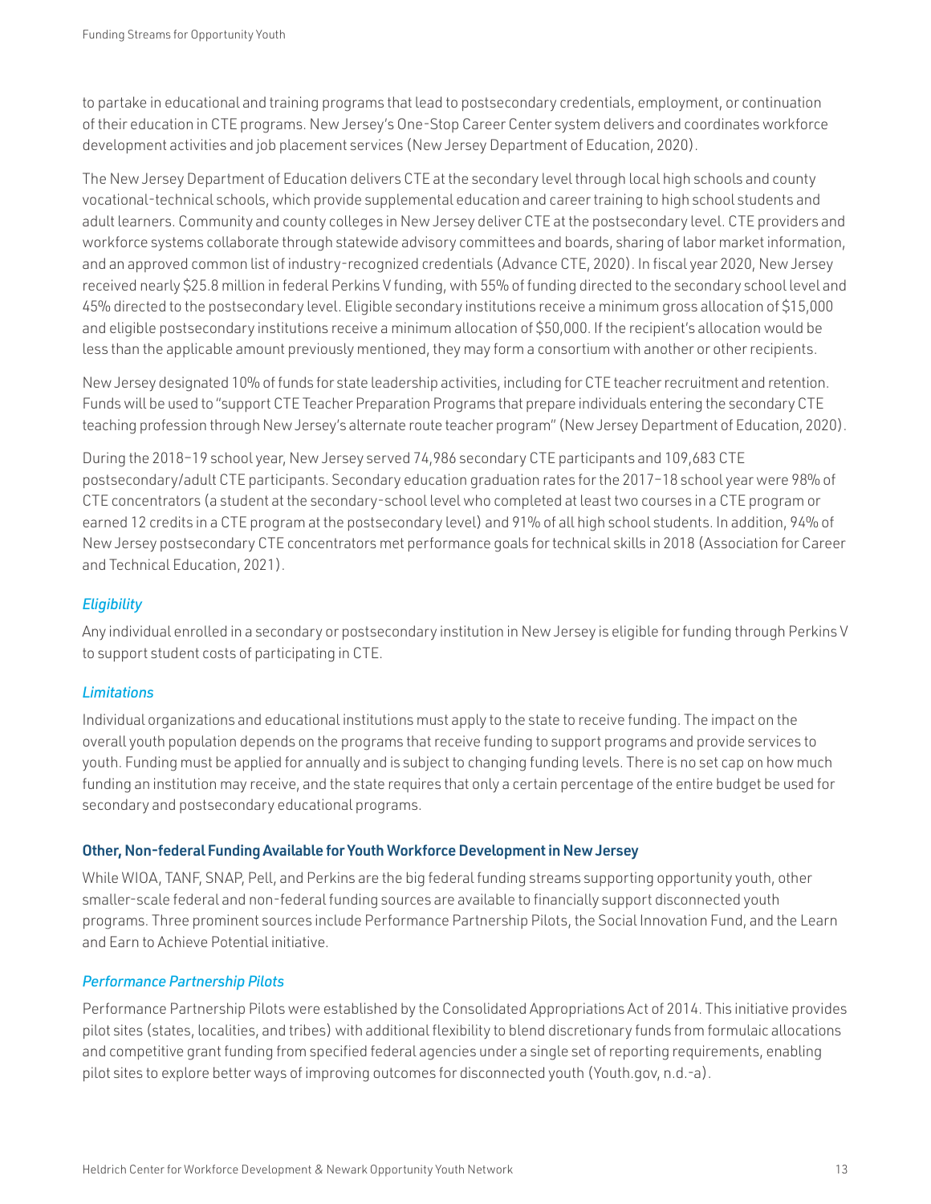to partake in educational and training programs that lead to postsecondary credentials, employment, or continuation of their education in CTE programs. New Jersey's One-Stop Career Center system delivers and coordinates workforce development activities and job placement services (New Jersey Department of Education, 2020).

The New Jersey Department of Education delivers CTE at the secondary level through local high schools and county vocational-technical schools, which provide supplemental education and career training to high school students and adult learners. Community and county colleges in New Jersey deliver CTE at the postsecondary level. CTE providers and workforce systems collaborate through statewide advisory committees and boards, sharing of labor market information, and an approved common list of industry-recognized credentials (Advance CTE, 2020). In fiscal year 2020, New Jersey received nearly $25.8 million in federal Perkins V funding, with 55% of funding directed to the secondary school level and 45% directed to the postsecondary level. Eligible secondary institutions receive a minimum gross allocation of $15,000 and eligible postsecondary institutions receive a minimum allocation of $50,000. If the recipient's allocation would be less than the applicable amount previously mentioned, they may form a consortium with another or other recipients.

New Jersey designated 10% of funds for state leadership activities, including for CTE teacher recruitment and retention. Funds will be used to "support CTE Teacher Preparation Programs that prepare individuals entering the secondary CTE teaching profession through New Jersey's alternate route teacher program" (New Jersey Department of Education, 2020).

During the 2018–19 school year, New Jersey served 74,986 secondary CTE participants and 109,683 CTE postsecondary/adult CTE participants. Secondary education graduation rates for the 2017–18 school year were 98% of CTE concentrators (a student at the secondary-school level who completed at least two courses in a CTE program or earned 12 credits in a CTE program at the postsecondary level) and 91% of all high school students. In addition, 94% of New Jersey postsecondary CTE concentrators met performance goals for technical skills in 2018 (Association for Career and Technical Education, 2021).

#### *Eligibility*

Any individual enrolled in a secondary or postsecondary institution in New Jersey is eligible for funding through Perkins V to support student costs of participating in CTE.

#### *Limitations*

Individual organizations and educational institutions must apply to the state to receive funding. The impact on the overall youth population depends on the programs that receive funding to support programs and provide services to youth. Funding must be applied for annually and is subject to changing funding levels. There is no set cap on how much funding an institution may receive, and the state requires that only a certain percentage of the entire budget be used for secondary and postsecondary educational programs.

### Other, Non-federal Funding Available for Youth Workforce Development in New Jersey

While WIOA, TANF, SNAP, Pell, and Perkins are the big federal funding streams supporting opportunity youth, other smaller-scale federal and non-federal funding sources are available to financially support disconnected youth programs. Three prominent sources include Performance Partnership Pilots, the Social Innovation Fund, and the Learn and Earn to Achieve Potential initiative.

#### *Performance Partnership Pilots*

Performance Partnership Pilots were established by the Consolidated Appropriations Act of 2014. This initiative provides pilot sites (states, localities, and tribes) with additional flexibility to blend discretionary funds from formulaic allocations and competitive grant funding from specified federal agencies under a single set of reporting requirements, enabling pilot sites to explore better ways of improving outcomes for disconnected youth (Youth.gov, n.d.-a).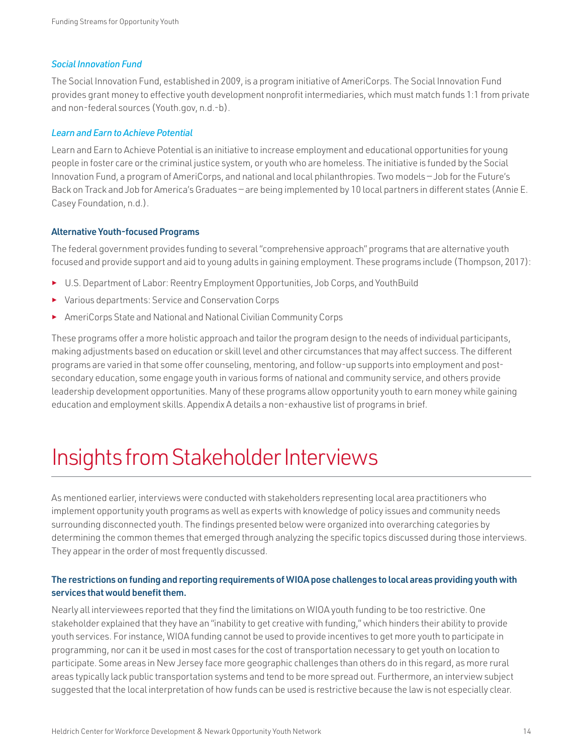### *Social Innovation Fund*

The Social Innovation Fund, established in 2009, is a program initiative of AmeriCorps. The Social Innovation Fund provides grant money to effective youth development nonprofit intermediaries, which must match funds 1:1 from private and non-federal sources (Youth.gov, n.d.-b).

### *Learn and Earn to Achieve Potential*

Learn and Earn to Achieve Potential is an initiative to increase employment and educational opportunities for young people in foster care or the criminal justice system, or youth who are homeless. The initiative is funded by the Social Innovation Fund, a program of AmeriCorps, and national and local philanthropies. Two models – Job for the Future's Back on Track and Job for America's Graduates – are being implemented by 10 local partners in different states (Annie E. Casey Foundation, n.d.).

### Alternative Youth-focused Programs

The federal government provides funding to several "comprehensive approach" programs that are alternative youth focused and provide support and aid to young adults in gaining employment. These programs include (Thompson, 2017):

- U.S. Department of Labor: Reentry Employment Opportunities, Job Corps, and YouthBuild
- Various departments: Service and Conservation Corps
- AmeriCorps State and National and National Civilian Community Corps

These programs offer a more holistic approach and tailor the program design to the needs of individual participants, making adjustments based on education or skill level and other circumstances that may affect success. The different programs are varied in that some offer counseling, mentoring, and follow-up supports into employment and post-secondary education, some engage youth in various forms of national and community service, and others provide leadership development opportunities. Many of these programs allow opportunity youth to earn money while gaining education and employment skills. Appendix A details a non-exhaustive list of programs in brief.

# Insights from Stakeholder Interviews

As mentioned earlier, interviews were conducted with stakeholders representing local area practitioners who implement opportunity youth programs as well as experts with knowledge of policy issues and community needs surrounding disconnected youth. The findings presented below were organized into overarching categories by determining the common themes that emerged through analyzing the specific topics discussed during those interviews. They appear in the order of most frequently discussed.

### The restrictions on funding and reporting requirements of WIOA pose challenges to local areas providing youth with services that would benefit them.

Nearly all interviewees reported that they find the limitations on WIOA youth funding to be too restrictive. One stakeholder explained that they have an "inability to get creative with funding," which hinders their ability to provide youth services. For instance, WIOA funding cannot be used to provide incentives to get more youth to participate in programming, nor can it be used in most cases for the cost of transportation necessary to get youth on location to participate. Some areas in New Jersey face more geographic challenges than others do in this regard, as more rural areas typically lack public transportation systems and tend to be more spread out. Furthermore, an interview subject suggested that the local interpretation of how funds can be used is restrictive because the law is not especially clear.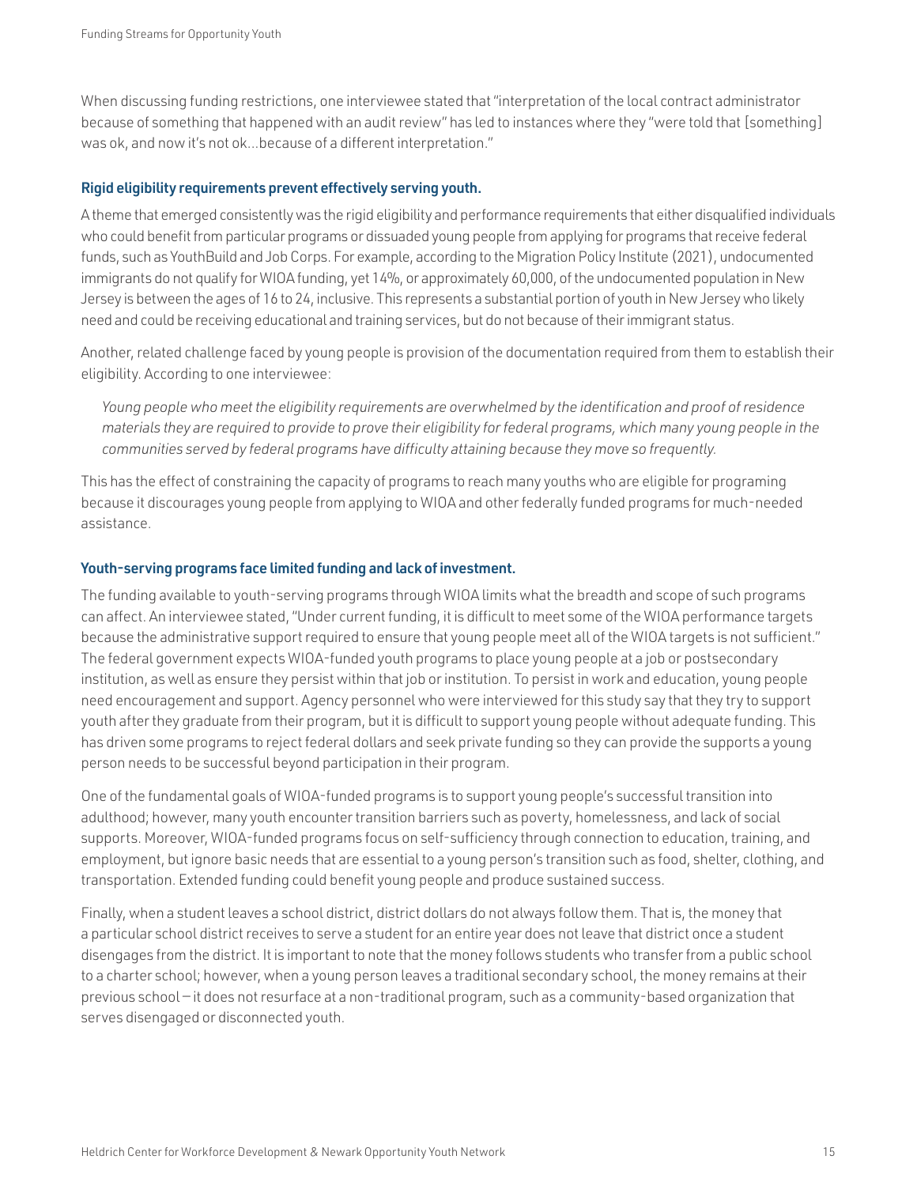When discussing funding restrictions, one interviewee stated that "interpretation of the local contract administrator because of something that happened with an audit review" has led to instances where they "were told that [something] was ok, and now it's not ok...because of a different interpretation."

### Rigid eligibility requirements prevent effectively serving youth.

A theme that emerged consistently was the rigid eligibility and performance requirements that either disqualified individuals who could benefit from particular programs or dissuaded young people from applying for programs that receive federal funds, such as YouthBuild and Job Corps. For example, according to the Migration Policy Institute (2021), undocumented immigrants do not qualify for WIOA funding, yet 14%, or approximately 60,000, of the undocumented population in New Jersey is between the ages of 16 to 24, inclusive. This represents a substantial portion of youth in New Jersey who likely need and could be receiving educational and training services, but do not because of their immigrant status.

Another, related challenge faced by young people is provision of the documentation required from them to establish their eligibility. According to one interviewee:

> *Young people who meet the eligibility requirements are overwhelmed by the identification and proof of residence materials they are required to provide to prove their eligibility for federal programs, which many young people in the communities served by federal programs have difficulty attaining because they move so frequently.*

This has the effect of constraining the capacity of programs to reach many youths who are eligible for programing because it discourages young people from applying to WIOA and other federally funded programs for much-needed assistance.

### Youth-serving programs face limited funding and lack of investment.

The funding available to youth-serving programs through WIOA limits what the breadth and scope of such programs can affect. An interviewee stated, "Under current funding, it is difficult to meet some of the WIOA performance targets because the administrative support required to ensure that young people meet all of the WIOA targets is not sufficient." The federal government expects WIOA-funded youth programs to place young people at a job or postsecondary institution, as well as ensure they persist within that job or institution. To persist in work and education, young people need encouragement and support. Agency personnel who were interviewed for this study say that they try to support youth after they graduate from their program, but it is difficult to support young people without adequate funding. This has driven some programs to reject federal dollars and seek private funding so they can provide the supports a young person needs to be successful beyond participation in their program.

One of the fundamental goals of WIOA-funded programs is to support young people's successful transition into adulthood; however, many youth encounter transition barriers such as poverty, homelessness, and lack of social supports. Moreover, WIOA-funded programs focus on self-sufficiency through connection to education, training, and employment, but ignore basic needs that are essential to a young person's transition such as food, shelter, clothing, and transportation. Extended funding could benefit young people and produce sustained success.

Finally, when a student leaves a school district, district dollars do not always follow them. That is, the money that a particular school district receives to serve a student for an entire year does not leave that district once a student disengages from the district. It is important to note that the money follows students who transfer from a public school to a charter school; however, when a young person leaves a traditional secondary school, the money remains at their previous school—it does not resurface at a non-traditional program, such as a community-based organization that serves disengaged or disconnected youth.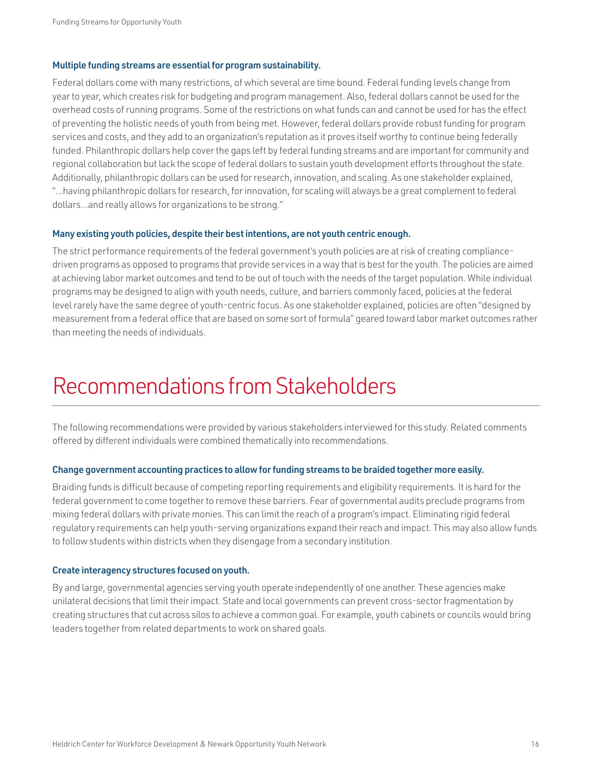**Multiple funding streams are essential for program sustainability.**

Federal dollars come with many restrictions, of which several are time bound. Federal funding levels change from year to year, which creates risk for budgeting and program management. Also, federal dollars cannot be used for the overhead costs of running programs. Some of the restrictions on what funds can and cannot be used for has the effect of preventing the holistic needs of youth from being met. However, federal dollars provide robust funding for program services and costs, and they add to an organization's reputation as it proves itself worthy to continue being federally funded. Philanthropic dollars help cover the gaps left by federal funding streams and are important for community and regional collaboration but lack the scope of federal dollars to sustain youth development efforts throughout the state. Additionally, philanthropic dollars can be used for research, innovation, and scaling. As one stakeholder explained, "...having philanthropic dollars for research, for innovation, for scaling will always be a great complement to federal dollars...and really allows for organizations to be strong."

**Many existing youth policies, despite their best intentions, are not youth centric enough.**

The strict performance requirements of the federal government's youth policies are at risk of creating compliance-driven programs as opposed to programs that provide services in a way that is best for the youth. The policies are aimed at achieving labor market outcomes and tend to be out of touch with the needs of the target population. While individual programs may be designed to align with youth needs, culture, and barriers commonly faced, policies at the federal level rarely have the same degree of youth-centric focus. As one stakeholder explained, policies are often "designed by measurement from a federal office that are based on some sort of formula" geared toward labor market outcomes rather than meeting the needs of individuals.

# Recommendations from Stakeholders

The following recommendations were provided by various stakeholders interviewed for this study. Related comments offered by different individuals were combined thematically into recommendations.

**Change government accounting practices to allow for funding streams to be braided together more easily.**

Braiding funds is difficult because of competing reporting requirements and eligibility requirements. It is hard for the federal government to come together to remove these barriers. Fear of governmental audits preclude programs from mixing federal dollars with private monies. This can limit the reach of a program's impact. Eliminating rigid federal regulatory requirements can help youth-serving organizations expand their reach and impact. This may also allow funds to follow students within districts when they disengage from a secondary institution.

**Create interagency structures focused on youth.**

By and large, governmental agencies serving youth operate independently of one another. These agencies make unilateral decisions that limit their impact. State and local governments can prevent cross-sector fragmentation by creating structures that cut across silos to achieve a common goal. For example, youth cabinets or councils would bring leaders together from related departments to work on shared goals.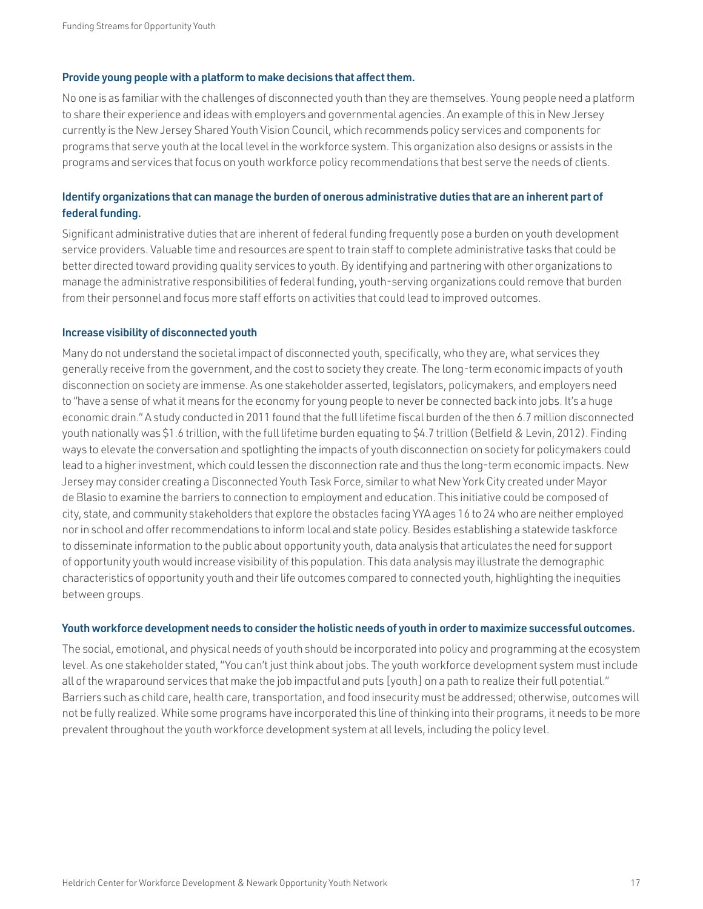**Provide young people with a platform to make decisions that affect them.**

No one is as familiar with the challenges of disconnected youth than they are themselves. Young people need a platform to share their experience and ideas with employers and governmental agencies. An example of this in New Jersey currently is the New Jersey Shared Youth Vision Council, which recommends policy services and components for programs that serve youth at the local level in the workforce system. This organization also designs or assists in the programs and services that focus on youth workforce policy recommendations that best serve the needs of clients.

**Identify organizations that can manage the burden of onerous administrative duties that are an inherent part of federal funding.**

Significant administrative duties that are inherent of federal funding frequently pose a burden on youth development service providers. Valuable time and resources are spent to train staff to complete administrative tasks that could be better directed toward providing quality services to youth. By identifying and partnering with other organizations to manage the administrative responsibilities of federal funding, youth-serving organizations could remove that burden from their personnel and focus more staff efforts on activities that could lead to improved outcomes.

**Increase visibility of disconnected youth**

Many do not understand the societal impact of disconnected youth, specifically, who they are, what services they generally receive from the government, and the cost to society they create. The long-term economic impacts of youth disconnection on society are immense. As one stakeholder asserted, legislators, policymakers, and employers need to "have a sense of what it means for the economy for young people to never be connected back into jobs. It's a huge economic drain." A study conducted in 2011 found that the full lifetime fiscal burden of the then 6.7 million disconnected youth nationally was $1.6 trillion, with the full lifetime burden equating to $4.7 trillion (Belfield & Levin, 2012). Finding ways to elevate the conversation and spotlighting the impacts of youth disconnection on society for policymakers could lead to a higher investment, which could lessen the disconnection rate and thus the long-term economic impacts. New Jersey may consider creating a Disconnected Youth Task Force, similar to what New York City created under Mayor de Blasio to examine the barriers to connection to employment and education. This initiative could be composed of city, state, and community stakeholders that explore the obstacles facing YYA ages 16 to 24 who are neither employed nor in school and offer recommendations to inform local and state policy. Besides establishing a statewide taskforce to disseminate information to the public about opportunity youth, data analysis that articulates the need for support of opportunity youth would increase visibility of this population. This data analysis may illustrate the demographic characteristics of opportunity youth and their life outcomes compared to connected youth, highlighting the inequities between groups.

**Youth workforce development needs to consider the holistic needs of youth in order to maximize successful outcomes.**

The social, emotional, and physical needs of youth should be incorporated into policy and programming at the ecosystem level. As one stakeholder stated, "You can't just think about jobs. The youth workforce development system must include all of the wraparound services that make the job impactful and puts [youth] on a path to realize their full potential." Barriers such as child care, health care, transportation, and food insecurity must be addressed; otherwise, outcomes will not be fully realized. While some programs have incorporated this line of thinking into their programs, it needs to be more prevalent throughout the youth workforce development system at all levels, including the policy level.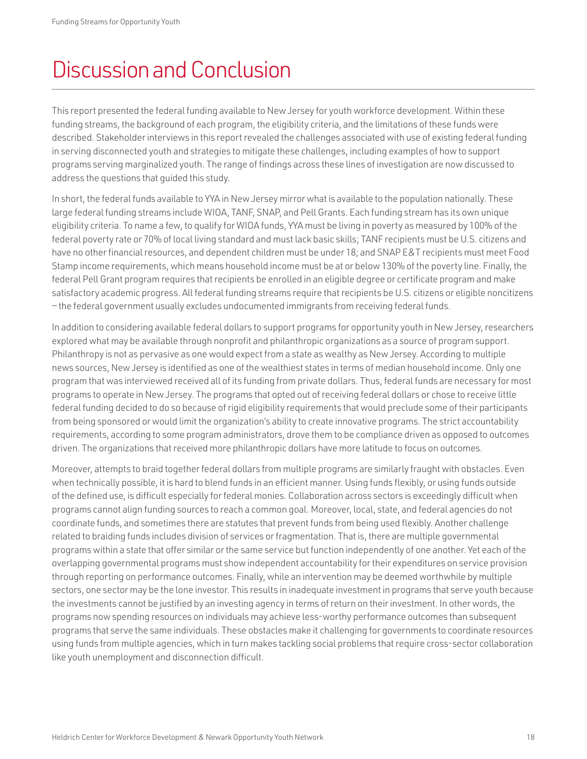# Discussion and Conclusion

This report presented the federal funding available to New Jersey for youth workforce development. Within these funding streams, the background of each program, the eligibility criteria, and the limitations of these funds were described. Stakeholder interviews in this report revealed the challenges associated with use of existing federal funding in serving disconnected youth and strategies to mitigate these challenges, including examples of how to support programs serving marginalized youth. The range of findings across these lines of investigation are now discussed to address the questions that guided this study.

In short, the federal funds available to YYA in New Jersey mirror what is available to the population nationally. These large federal funding streams include WIOA, TANF, SNAP, and Pell Grants. Each funding stream has its own unique eligibility criteria. To name a few, to qualify for WIOA funds, YYA must be living in poverty as measured by 100% of the federal poverty rate or 70% of local living standard and must lack basic skills; TANF recipients must be U.S. citizens and have no other financial resources, and dependent children must be under 18; and SNAP E&T recipients must meet Food Stamp income requirements, which means household income must be at or below 130% of the poverty line. Finally, the federal Pell Grant program requires that recipients be enrolled in an eligible degree or certificate program and make satisfactory academic progress. All federal funding streams require that recipients be U.S. citizens or eligible noncitizens – the federal government usually excludes undocumented immigrants from receiving federal funds.

In addition to considering available federal dollars to support programs for opportunity youth in New Jersey, researchers explored what may be available through nonprofit and philanthropic organizations as a source of program support. Philanthropy is not as pervasive as one would expect from a state as wealthy as New Jersey. According to multiple news sources, New Jersey is identified as one of the wealthiest states in terms of median household income. Only one program that was interviewed received all of its funding from private dollars. Thus, federal funds are necessary for most programs to operate in New Jersey. The programs that opted out of receiving federal dollars or chose to receive little federal funding decided to do so because of rigid eligibility requirements that would preclude some of their participants from being sponsored or would limit the organization's ability to create innovative programs. The strict accountability requirements, according to some program administrators, drove them to be compliance driven as opposed to outcomes driven. The organizations that received more philanthropic dollars have more latitude to focus on outcomes.

Moreover, attempts to braid together federal dollars from multiple programs are similarly fraught with obstacles. Even when technically possible, it is hard to blend funds in an efficient manner. Using funds flexibly, or using funds outside of the defined use, is difficult especially for federal monies. Collaboration across sectors is exceedingly difficult when programs cannot align funding sources to reach a common goal. Moreover, local, state, and federal agencies do not coordinate funds, and sometimes there are statutes that prevent funds from being used flexibly. Another challenge related to braiding funds includes division of services or fragmentation. That is, there are multiple governmental programs within a state that offer similar or the same service but function independently of one another. Yet each of the overlapping governmental programs must show independent accountability for their expenditures on service provision through reporting on performance outcomes. Finally, while an intervention may be deemed worthwhile by multiple sectors, one sector may be the lone investor. This results in inadequate investment in programs that serve youth because the investments cannot be justified by an investing agency in terms of return on their investment. In other words, the programs now spending resources on individuals may achieve less-worthy performance outcomes than subsequent programs that serve the same individuals. These obstacles make it challenging for governments to coordinate resources using funds from multiple agencies, which in turn makes tackling social problems that require cross-sector collaboration like youth unemployment and disconnection difficult.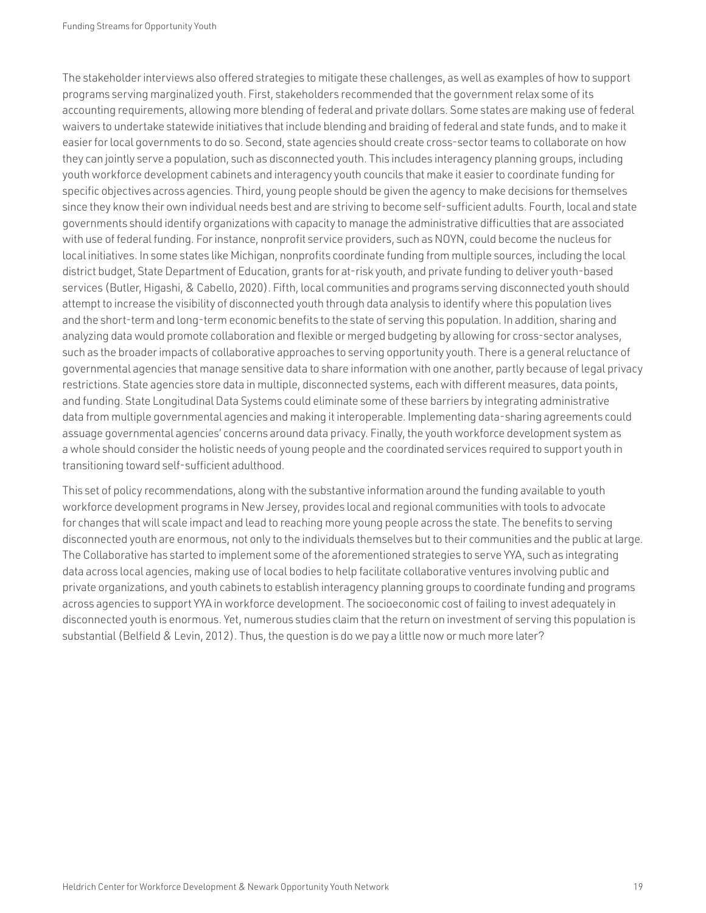The stakeholder interviews also offered strategies to mitigate these challenges, as well as examples of how to support programs serving marginalized youth. First, stakeholders recommended that the government relax some of its accounting requirements, allowing more blending of federal and private dollars. Some states are making use of federal waivers to undertake statewide initiatives that include blending and braiding of federal and state funds, and to make it easier for local governments to do so. Second, state agencies should create cross-sector teams to collaborate on how they can jointly serve a population, such as disconnected youth. This includes interagency planning groups, including youth workforce development cabinets and interagency youth councils that make it easier to coordinate funding for specific objectives across agencies. Third, young people should be given the agency to make decisions for themselves since they know their own individual needs best and are striving to become self-sufficient adults. Fourth, local and state governments should identify organizations with capacity to manage the administrative difficulties that are associated with use of federal funding. For instance, nonprofit service providers, such as NOYN, could become the nucleus for local initiatives. In some states like Michigan, nonprofits coordinate funding from multiple sources, including the local district budget, State Department of Education, grants for at-risk youth, and private funding to deliver youth-based services (Butler, Higashi, & Cabello, 2020). Fifth, local communities and programs serving disconnected youth should attempt to increase the visibility of disconnected youth through data analysis to identify where this population lives and the short-term and long-term economic benefits to the state of serving this population. In addition, sharing and analyzing data would promote collaboration and flexible or merged budgeting by allowing for cross-sector analyses, such as the broader impacts of collaborative approaches to serving opportunity youth. There is a general reluctance of governmental agencies that manage sensitive data to share information with one another, partly because of legal privacy restrictions. State agencies store data in multiple, disconnected systems, each with different measures, data points, and funding. State Longitudinal Data Systems could eliminate some of these barriers by integrating administrative data from multiple governmental agencies and making it interoperable. Implementing data-sharing agreements could assuage governmental agencies' concerns around data privacy. Finally, the youth workforce development system as a whole should consider the holistic needs of young people and the coordinated services required to support youth in transitioning toward self-sufficient adulthood.

This set of policy recommendations, along with the substantive information around the funding available to youth workforce development programs in New Jersey, provides local and regional communities with tools to advocate for changes that will scale impact and lead to reaching more young people across the state. The benefits to serving disconnected youth are enormous, not only to the individuals themselves but to their communities and the public at large. The Collaborative has started to implement some of the aforementioned strategies to serve YYA, such as integrating data across local agencies, making use of local bodies to help facilitate collaborative ventures involving public and private organizations, and youth cabinets to establish interagency planning groups to coordinate funding and programs across agencies to support YYA in workforce development. The socioeconomic cost of failing to invest adequately in disconnected youth is enormous. Yet, numerous studies claim that the return on investment of serving this population is substantial (Belfield & Levin, 2012). Thus, the question is do we pay a little now or much more later?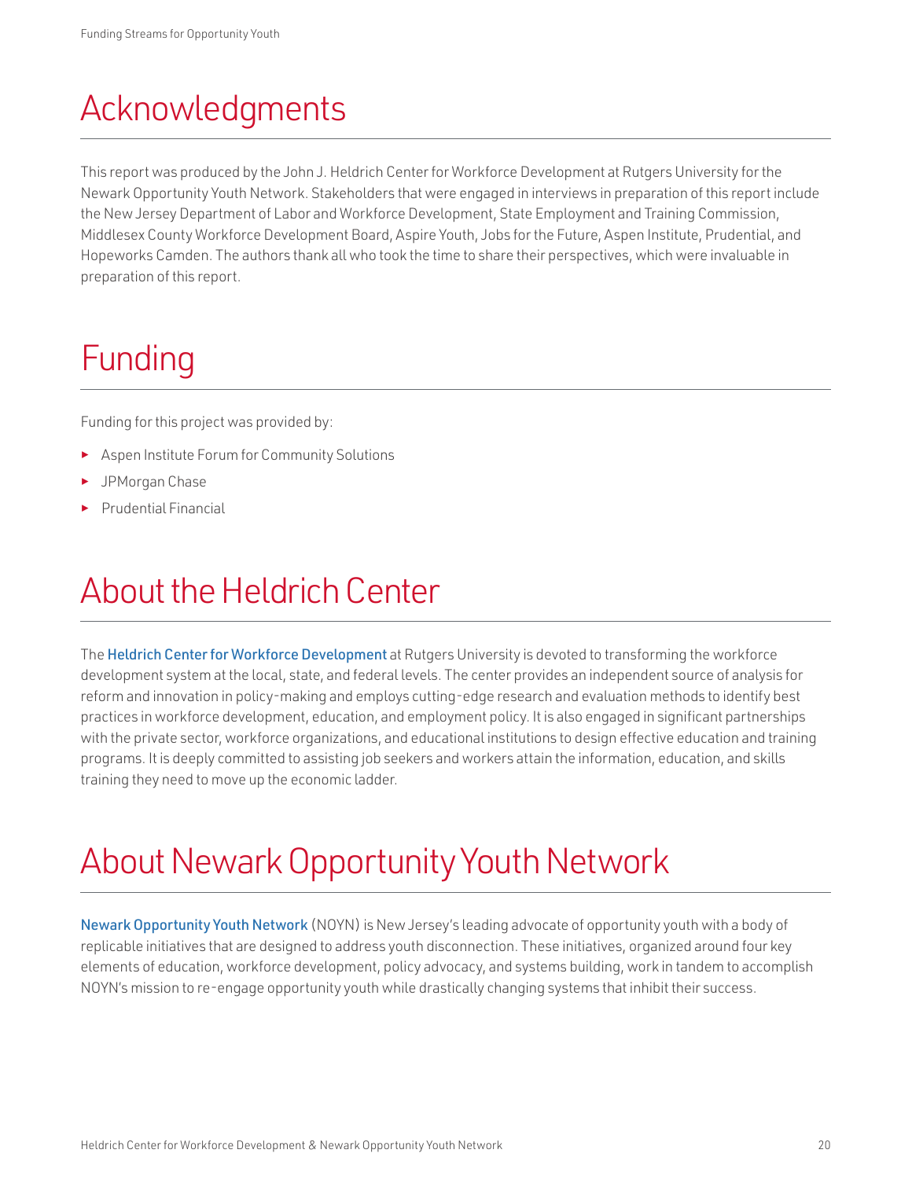# Acknowledgments

This report was produced by the John J. Heldrich Center for Workforce Development at Rutgers University for the Newark Opportunity Youth Network. Stakeholders that were engaged in interviews in preparation of this report include the New Jersey Department of Labor and Workforce Development, State Employment and Training Commission, Middlesex County Workforce Development Board, Aspire Youth, Jobs for the Future, Aspen Institute, Prudential, and Hopeworks Camden. The authors thank all who took the time to share their perspectives, which were invaluable in preparation of this report.

# Funding

Funding for this project was provided by:

- Aspen Institute Forum for Community Solutions
- JPMorgan Chase
- Prudential Financial

# About the Heldrich Center

The Heldrich Center for Workforce Development at Rutgers University is devoted to transforming the workforce development system at the local, state, and federal levels. The center provides an independent source of analysis for reform and innovation in policy-making and employs cutting-edge research and evaluation methods to identify best practices in workforce development, education, and employment policy. It is also engaged in significant partnerships with the private sector, workforce organizations, and educational institutions to design effective education and training programs. It is deeply committed to assisting job seekers and workers attain the information, education, and skills training they need to move up the economic ladder.

# About Newark Opportunity Youth Network

Newark Opportunity Youth Network (NOYN) is New Jersey's leading advocate of opportunity youth with a body of replicable initiatives that are designed to address youth disconnection. These initiatives, organized around four key elements of education, workforce development, policy advocacy, and systems building, work in tandem to accomplish NOYN's mission to re-engage opportunity youth while drastically changing systems that inhibit their success.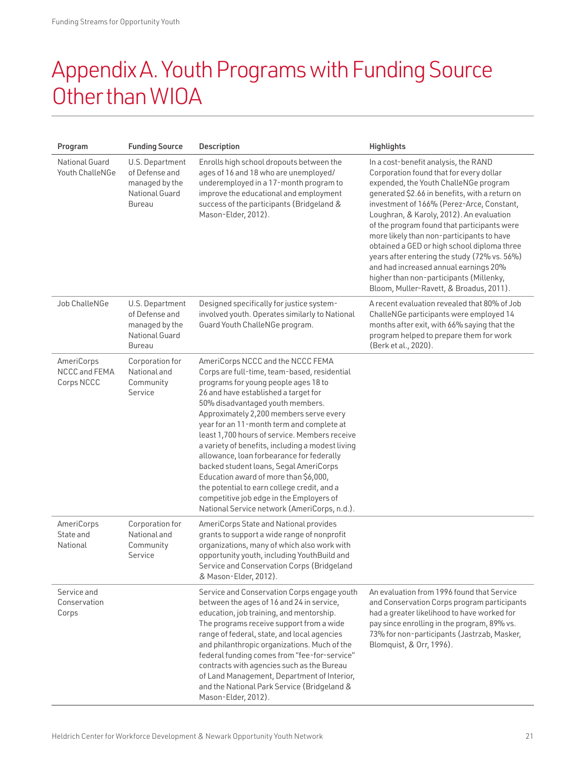# Appendix A. Youth Programs with Funding Source Other than WIOA

| Program | Funding Source | Description | Highlights |
|---|---|---|---|
| National Guard Youth ChalleNGe | U.S. Department of Defense and managed by the National Guard Bureau | Enrolls high school dropouts between the ages of 16 and 18 who are unemployed/ underemployed in a 17-month program to improve the educational and employment success of the participants (Bridgeland & Mason-Elder, 2012). | In a cost-benefit analysis, the RAND Corporation found that for every dollar expended, the Youth ChalleNGe program generated $2.66 in benefits, with a return on investment of 166% (Perez-Arce, Constant, Loughran, & Karoly, 2012). An evaluation of the program found that participants were more likely than non-participants to have obtained a GED or high school diploma three years after entering the study (72% vs. 56%) and had increased annual earnings 20% higher than non-participants (Millenky, Bloom, Muller-Ravett, & Broadus, 2011). |
| Job ChalleNGe | U.S. Department of Defense and managed by the National Guard Bureau | Designed specifically for justice system-involved youth. Operates similarly to National Guard Youth ChalleNGe program. | A recent evaluation revealed that 80% of Job ChalleNGe participants were employed 14 months after exit, with 66% saying that the program helped to prepare them for work (Berk et al., 2020). |
| AmeriCorps NCCC and FEMA Corps NCCC | Corporation for National and Community Service | AmeriCorps NCCC and the NCCC FEMA Corps are full-time, team-based, residential programs for young people ages 18 to 26 and have established a target for 50% disadvantaged youth members. Approximately 2,200 members serve every year for an 11-month term and complete at least 1,700 hours of service. Members receive a variety of benefits, including a modest living allowance, loan forbearance for federally backed student loans, Segal AmeriCorps Education award of more than $6,000, the potential to earn college credit, and a competitive job edge in the Employers of National Service network (AmeriCorps, n.d.). | |
| AmeriCorps State and National | Corporation for National and Community Service | AmeriCorps State and National provides grants to support a wide range of nonprofit organizations, many of which also work with opportunity youth, including YouthBuild and Service and Conservation Corps (Bridgeland & Mason-Elder, 2012). | |
| Service and Conservation Corps | | Service and Conservation Corps engage youth between the ages of 16 and 24 in service, education, job training, and mentorship. The programs receive support from a wide range of federal, state, and local agencies and philanthropic organizations. Much of the federal funding comes from "fee-for-service" contracts with agencies such as the Bureau of Land Management, Department of Interior, and the National Park Service (Bridgeland & Mason-Elder, 2012). | An evaluation from 1996 found that Service and Conservation Corps program participants had a greater likelihood to have worked for pay since enrolling in the program, 89% vs. 73% for non-participants (Jastrzab, Masker, Blomquist, & Orr, 1996). |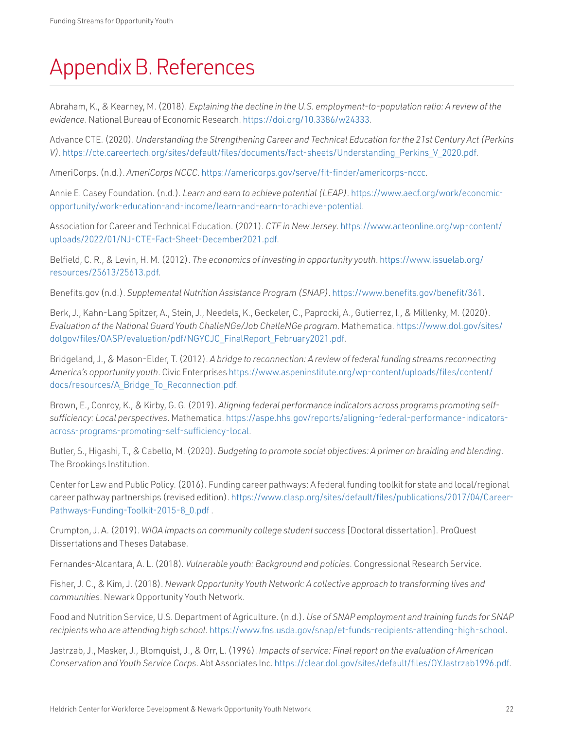# Appendix B. References

Abraham, K., & Kearney, M. (2018). *Explaining the decline in the U.S. employment-to-population ratio: A review of the evidence*. National Bureau of Economic Research. https://doi.org/10.3386/w24333.

Advance CTE. (2020). *Understanding the Strengthening Career and Technical Education for the 21st Century Act (Perkins V)*. https://cte.careertech.org/sites/default/files/documents/fact-sheets/Understanding_Perkins_V_2020.pdf.

AmeriCorps. (n.d.). *AmeriCorps NCCC*. https://americorps.gov/serve/fit-finder/americorps-nccc.

Annie E. Casey Foundation. (n.d.). *Learn and earn to achieve potential (LEAP)*. https://www.aecf.org/work/economic-opportunity/work-education-and-income/learn-and-earn-to-achieve-potential.

Association for Career and Technical Education. (2021). *CTE in New Jersey*. https://www.acteonline.org/wp-content/uploads/2022/01/NJ-CTE-Fact-Sheet-December2021.pdf.

Belfield, C. R., & Levin, H. M. (2012). *The economics of investing in opportunity youth*. https://www.issuelab.org/resources/25613/25613.pdf.

Benefits.gov (n.d.). *Supplemental Nutrition Assistance Program (SNAP)*. https://www.benefits.gov/benefit/361.

Berk, J., Kahn-Lang Spitzer, A., Stein, J., Needels, K., Geckeler, C., Paprocki, A., Gutierrez, I., & Millenky, M. (2020). *Evaluation of the National Guard Youth ChalleNGe/Job ChalleNGe program*. Mathematica. https://www.dol.gov/sites/dolgov/files/OASP/evaluation/pdf/NGYCJC_FinalReport_February2021.pdf.

Bridgeland, J., & Mason-Elder, T. (2012). *A bridge to reconnection: A review of federal funding streams reconnecting America's opportunity youth*. Civic Enterprises https://www.aspeninstitute.org/wp-content/uploads/files/content/docs/resources/A_Bridge_To_Reconnection.pdf.

Brown, E., Conroy, K., & Kirby, G. G. (2019). *Aligning federal performance indicators across programs promoting self-sufficiency: Local perspectives*. Mathematica. https://aspe.hhs.gov/reports/aligning-federal-performance-indicators-across-programs-promoting-self-sufficiency-local.

Butler, S., Higashi, T., & Cabello, M. (2020). *Budgeting to promote social objectives: A primer on braiding and blending*. The Brookings Institution.

Center for Law and Public Policy. (2016). Funding career pathways: A federal funding toolkit for state and local/regional career pathway partnerships (revised edition). https://www.clasp.org/sites/default/files/publications/2017/04/Career-Pathways-Funding-Toolkit-2015-8_0.pdf .

Crumpton, J. A. (2019). *WIOA impacts on community college student success* [Doctoral dissertation]. ProQuest Dissertations and Theses Database.

Fernandes-Alcantara, A. L. (2018). *Vulnerable youth: Background and policies*. Congressional Research Service.

Fisher, J. C., & Kim, J. (2018). *Newark Opportunity Youth Network: A collective approach to transforming lives and communities*. Newark Opportunity Youth Network.

Food and Nutrition Service, U.S. Department of Agriculture. (n.d.). *Use of SNAP employment and training funds for SNAP recipients who are attending high school*. https://www.fns.usda.gov/snap/et-funds-recipients-attending-high-school.

Jastrzab, J., Masker, J., Blomquist, J., & Orr, L. (1996). *Impacts of service: Final report on the evaluation of American Conservation and Youth Service Corps*. Abt Associates Inc. https://clear.dol.gov/sites/default/files/OYJastrzab1996.pdf.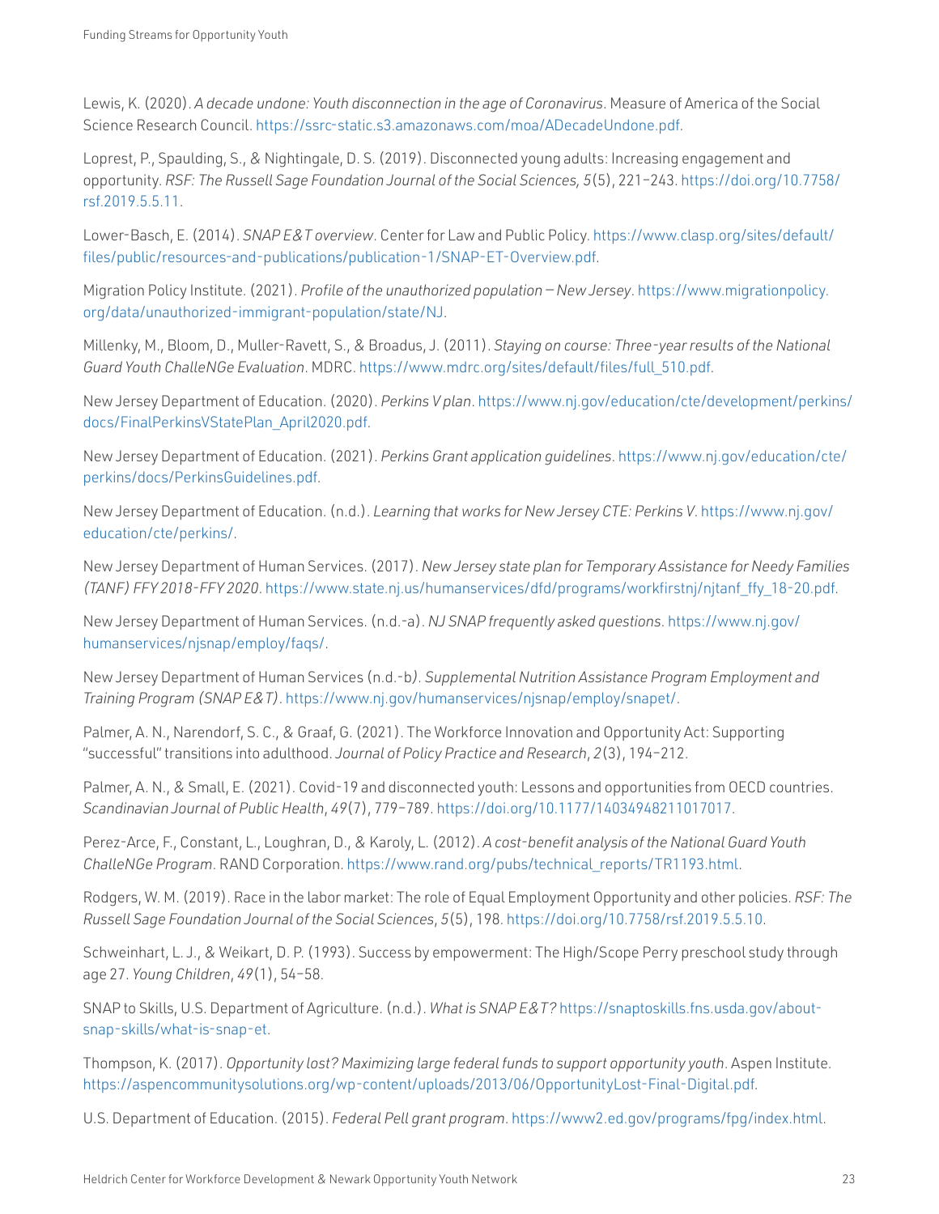Lewis, K. (2020). *A decade undone: Youth disconnection in the age of Coronavirus*. Measure of America of the Social Science Research Council. https://ssrc-static.s3.amazonaws.com/moa/ADecadeUndone.pdf.

Loprest, P., Spaulding, S., & Nightingale, D. S. (2019). Disconnected young adults: Increasing engagement and opportunity. *RSF: The Russell Sage Foundation Journal of the Social Sciences, 5*(5), 221–243. https://doi.org/10.7758/rsf.2019.5.5.11.

Lower-Basch, E. (2014). *SNAP E&T overview*. Center for Law and Public Policy. https://www.clasp.org/sites/default/files/public/resources-and-publications/publication-1/SNAP-ET-Overview.pdf.

Migration Policy Institute. (2021). *Profile of the unauthorized population – New Jersey*. https://www.migrationpolicy.org/data/unauthorized-immigrant-population/state/NJ.

Millenky, M., Bloom, D., Muller-Ravett, S., & Broadus, J. (2011). *Staying on course: Three-year results of the National Guard Youth ChalleNGe Evaluation*. MDRC. https://www.mdrc.org/sites/default/files/full_510.pdf.

New Jersey Department of Education. (2020). *Perkins V plan*. https://www.nj.gov/education/cte/development/perkins/docs/FinalPerkinsVStatePlan_April2020.pdf.

New Jersey Department of Education. (2021). *Perkins Grant application guidelines*. https://www.nj.gov/education/cte/perkins/docs/PerkinsGuidelines.pdf.

New Jersey Department of Education. (n.d.). *Learning that works for New Jersey CTE: Perkins V*. https://www.nj.gov/education/cte/perkins/.

New Jersey Department of Human Services. (2017). *New Jersey state plan for Temporary Assistance for Needy Families (TANF) FFY 2018-FFY 2020*. https://www.state.nj.us/humanservices/dfd/programs/workfirstnj/njtanf_ffy_18-20.pdf.

New Jersey Department of Human Services. (n.d.-a). *NJ SNAP frequently asked questions*. https://www.nj.gov/humanservices/njsnap/employ/faqs/.

New Jersey Department of Human Services (n.d.-b). *Supplemental Nutrition Assistance Program Employment and Training Program (SNAP E&T)*. https://www.nj.gov/humanservices/njsnap/employ/snapet/.

Palmer, A. N., Narendorf, S. C., & Graaf, G. (2021). The Workforce Innovation and Opportunity Act: Supporting "successful" transitions into adulthood. *Journal of Policy Practice and Research*, *2*(3), 194–212.

Palmer, A. N., & Small, E. (2021). Covid-19 and disconnected youth: Lessons and opportunities from OECD countries. *Scandinavian Journal of Public Health*, *49*(7), 779–789. https://doi.org/10.1177/14034948211017017.

Perez-Arce, F., Constant, L., Loughran, D., & Karoly, L. (2012). *A cost-benefit analysis of the National Guard Youth ChalleNGe Program*. RAND Corporation. https://www.rand.org/pubs/technical_reports/TR1193.html.

Rodgers, W. M. (2019). Race in the labor market: The role of Equal Employment Opportunity and other policies. *RSF: The Russell Sage Foundation Journal of the Social Sciences*, *5*(5), 198. https://doi.org/10.7758/rsf.2019.5.5.10.

Schweinhart, L. J., & Weikart, D. P. (1993). Success by empowerment: The High/Scope Perry preschool study through age 27. *Young Children*, *49*(1), 54–58.

SNAP to Skills, U.S. Department of Agriculture. (n.d.). *What is SNAP E&T?* https://snaptoskills.fns.usda.gov/about-snap-skills/what-is-snap-et.

Thompson, K. (2017). *Opportunity lost? Maximizing large federal funds to support opportunity youth*. Aspen Institute. https://aspencommunitysolutions.org/wp-content/uploads/2013/06/OpportunityLost-Final-Digital.pdf.

U.S. Department of Education. (2015). *Federal Pell grant program*. https://www2.ed.gov/programs/fpg/index.html.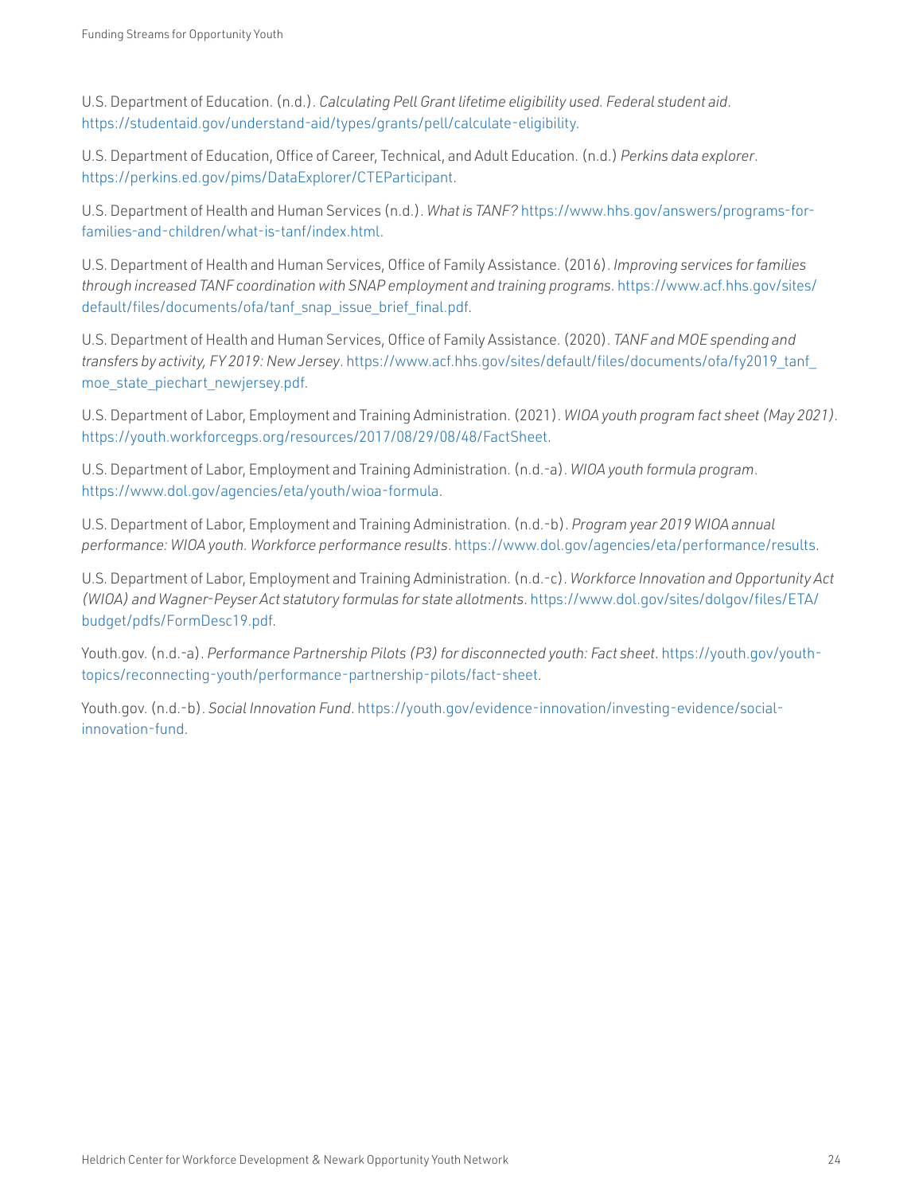U.S. Department of Education. (n.d.). *Calculating Pell Grant lifetime eligibility used. Federal student aid*. https://studentaid.gov/understand-aid/types/grants/pell/calculate-eligibility.

U.S. Department of Education, Office of Career, Technical, and Adult Education. (n.d.) *Perkins data explorer*. https://perkins.ed.gov/pims/DataExplorer/CTEParticipant.

U.S. Department of Health and Human Services (n.d.). *What is TANF?* https://www.hhs.gov/answers/programs-for-families-and-children/what-is-tanf/index.html.

U.S. Department of Health and Human Services, Office of Family Assistance. (2016). *Improving services for families through increased TANF coordination with SNAP employment and training programs*. https://www.acf.hhs.gov/sites/default/files/documents/ofa/tanf_snap_issue_brief_final.pdf.

U.S. Department of Health and Human Services, Office of Family Assistance. (2020). *TANF and MOE spending and transfers by activity, FY 2019: New Jersey*. https://www.acf.hhs.gov/sites/default/files/documents/ofa/fy2019_tanf_moe_state_piechart_newjersey.pdf.

U.S. Department of Labor, Employment and Training Administration. (2021). *WIOA youth program fact sheet (May 2021)*. https://youth.workforcegps.org/resources/2017/08/29/08/48/FactSheet.

U.S. Department of Labor, Employment and Training Administration. (n.d.-a). *WIOA youth formula program*. https://www.dol.gov/agencies/eta/youth/wioa-formula.

U.S. Department of Labor, Employment and Training Administration. (n.d.-b). *Program year 2019 WIOA annual performance: WIOA youth. Workforce performance results*. https://www.dol.gov/agencies/eta/performance/results.

U.S. Department of Labor, Employment and Training Administration. (n.d.-c). *Workforce Innovation and Opportunity Act (WIOA) and Wagner-Peyser Act statutory formulas for state allotments*. https://www.dol.gov/sites/dolgov/files/ETA/budget/pdfs/FormDesc19.pdf.

Youth.gov. (n.d.-a). *Performance Partnership Pilots (P3) for disconnected youth: Fact sheet*. https://youth.gov/youth-topics/reconnecting-youth/performance-partnership-pilots/fact-sheet.

Youth.gov. (n.d.-b). *Social Innovation Fund*. https://youth.gov/evidence-innovation/investing-evidence/social-innovation-fund.